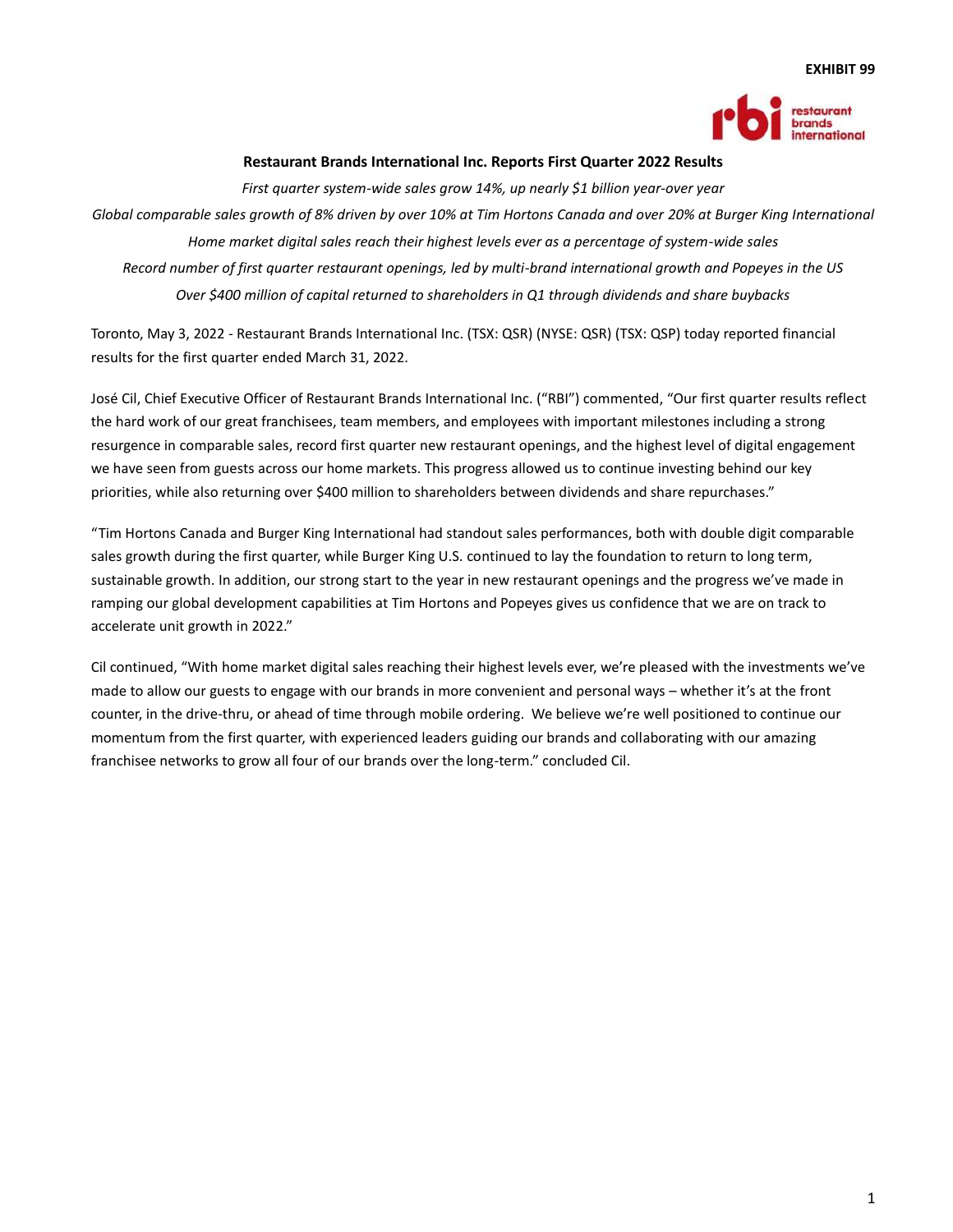EXHIBIT 99

# Restaurant Brands International Inc. Reports First Quarter 2022 Results

*First quarter system-wide sales grow 14%, up nearly $1 billion year-over year*

*Global comparable sales growth of 8% driven by over 10% at Tim Hortons Canada and over 20% at Burger King International*

*Home market digital sales reach their highest levels ever as a percentage of system-wide sales*

*Record number of first quarter restaurant openings, led by multi-brand international growth and Popeyes in the US*

*Over $400 million of capital returned to shareholders in Q1 through dividends and share buybacks*

Toronto, May 3, 2022 - Restaurant Brands International Inc. (TSX: QSR) (NYSE: QSR) (TSX: QSP) today reported financial results for the first quarter ended March 31, 2022.

José Cil, Chief Executive Officer of Restaurant Brands International Inc. ("RBI") commented, "Our first quarter results reflect the hard work of our great franchisees, team members, and employees with important milestones including a strong resurgence in comparable sales, record first quarter new restaurant openings, and the highest level of digital engagement we have seen from guests across our home markets. This progress allowed us to continue investing behind our key priorities, while also returning over $400 million to shareholders between dividends and share repurchases."

"Tim Hortons Canada and Burger King International had standout sales performances, both with double digit comparable sales growth during the first quarter, while Burger King U.S. continued to lay the foundation to return to long term, sustainable growth. In addition, our strong start to the year in new restaurant openings and the progress we've made in ramping our global development capabilities at Tim Hortons and Popeyes gives us confidence that we are on track to accelerate unit growth in 2022."

Cil continued, "With home market digital sales reaching their highest levels ever, we're pleased with the investments we've made to allow our guests to engage with our brands in more convenient and personal ways – whether it's at the front counter, in the drive-thru, or ahead of time through mobile ordering. We believe we're well positioned to continue our momentum from the first quarter, with experienced leaders guiding our brands and collaborating with our amazing franchisee networks to grow all four of our brands over the long-term." concluded Cil.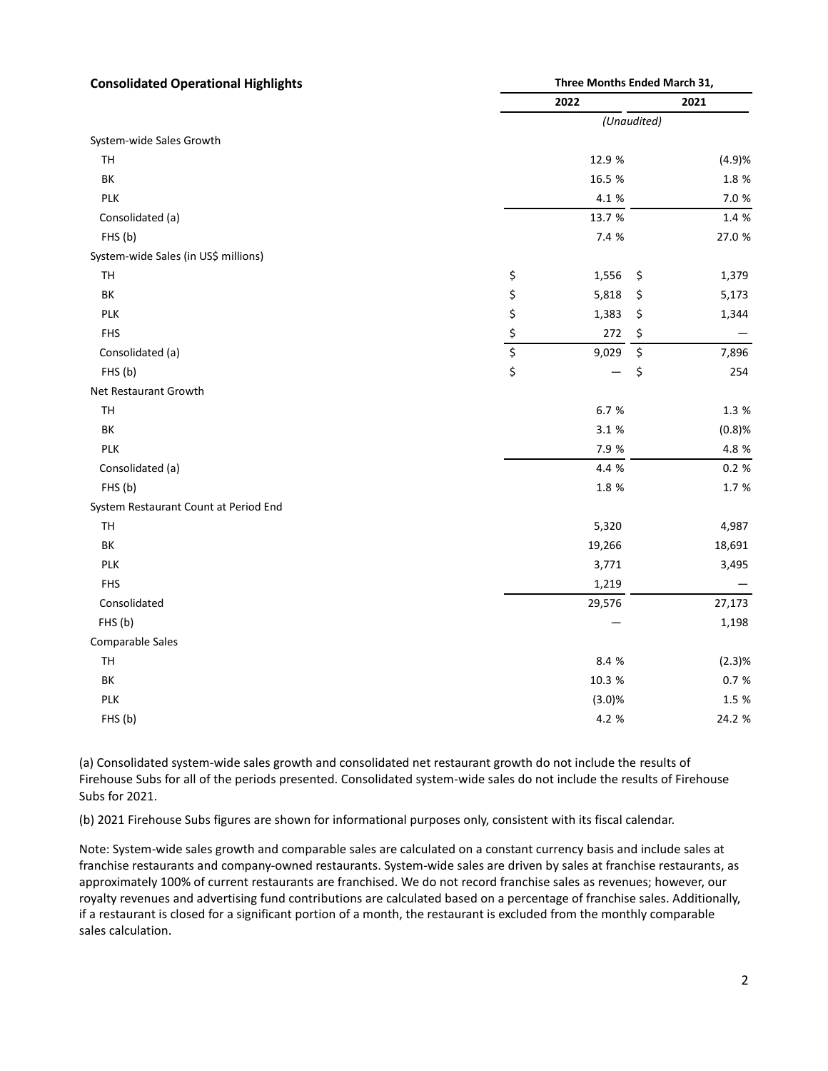| Consolidated Operational Highlights | Three Months Ended March 31, | |
|---|---|---|
| | 2022 | 2021 |
| | (Unaudited) | |
| System-wide Sales Growth | | |
| TH | 12.9 % | (4.9)% |
| BK | 16.5 % | 1.8 % |
| PLK | 4.1 % | 7.0 % |
| Consolidated (a) | 13.7 % | 1.4 % |
| FHS (b) | 7.4 % | 27.0 % |
| System-wide Sales (in US$ millions) | | |
| TH | $ 1,556 | $ 1,379 |
| BK | $ 5,818 | $ 5,173 |
| PLK | $ 1,383 | $ 1,344 |
| FHS | $ 272 | $ — |
| Consolidated (a) | $ 9,029 | $ 7,896 |
| FHS (b) | $ — | $ 254 |
| Net Restaurant Growth | | |
| TH | 6.7 % | 1.3 % |
| BK | 3.1 % | (0.8)% |
| PLK | 7.9 % | 4.8 % |
| Consolidated (a) | 4.4 % | 0.2 % |
| FHS (b) | 1.8 % | 1.7 % |
| System Restaurant Count at Period End | | |
| TH | 5,320 | 4,987 |
| BK | 19,266 | 18,691 |
| PLK | 3,771 | 3,495 |
| FHS | 1,219 | — |
| Consolidated | 29,576 | 27,173 |
| FHS (b) | — | 1,198 |
| Comparable Sales | | |
| TH | 8.4 % | (2.3)% |
| BK | 10.3 % | 0.7 % |
| PLK | (3.0)% | 1.5 % |
| FHS (b) | 4.2 % | 24.2 % |

(a) Consolidated system-wide sales growth and consolidated net restaurant growth do not include the results of Firehouse Subs for all of the periods presented. Consolidated system-wide sales do not include the results of Firehouse Subs for 2021.

(b) 2021 Firehouse Subs figures are shown for informational purposes only, consistent with its fiscal calendar.

Note: System-wide sales growth and comparable sales are calculated on a constant currency basis and include sales at franchise restaurants and company-owned restaurants. System-wide sales are driven by sales at franchise restaurants, as approximately 100% of current restaurants are franchised. We do not record franchise sales as revenues; however, our royalty revenues and advertising fund contributions are calculated based on a percentage of franchise sales. Additionally, if a restaurant is closed for a significant portion of a month, the restaurant is excluded from the monthly comparable sales calculation.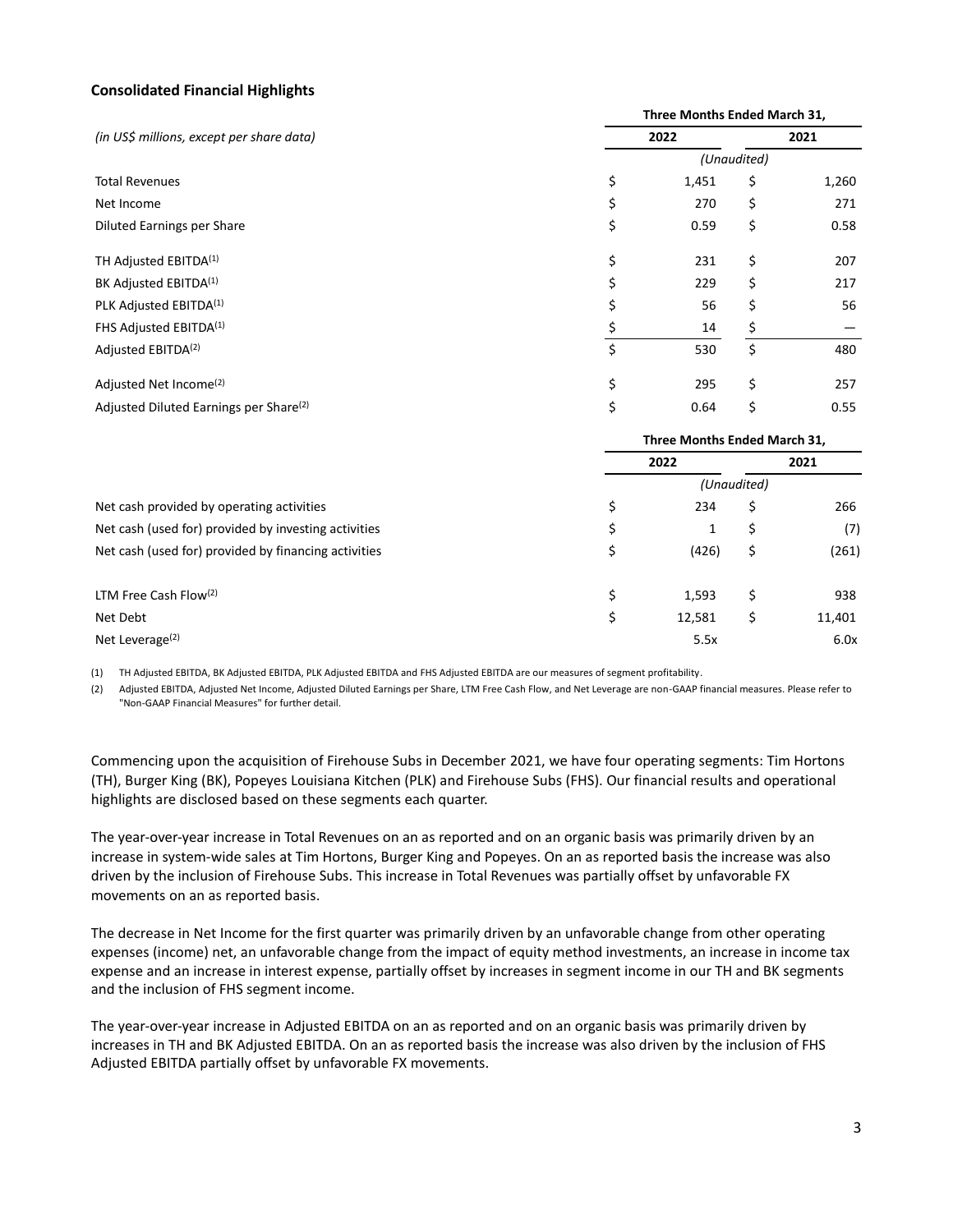**Consolidated Financial Highlights**

| (in US$ millions, except per share data) | Three Months Ended March 31, 2022 | Three Months Ended March 31, 2021 |
|---|---|---|
| | (Unaudited) | |
| Total Revenues | $ 1,451 | $ 1,260 |
| Net Income | $ 270 | $ 271 |
| Diluted Earnings per Share | $ 0.59 | $ 0.58 |
| TH Adjusted EBITDA(1) | $ 231 | $ 207 |
| BK Adjusted EBITDA(1) | $ 229 | $ 217 |
| PLK Adjusted EBITDA(1) | $ 56 | $ 56 |
| FHS Adjusted EBITDA(1) | $ 14 | $ — |
| Adjusted EBITDA(2) | $ 530 | $ 480 |
| Adjusted Net Income(2) | $ 295 | $ 257 |
| Adjusted Diluted Earnings per Share(2) | $ 0.64 | $ 0.55 |

| | Three Months Ended March 31, 2022 | Three Months Ended March 31, 2021 |
|---|---|---|
| | (Unaudited) | |
| Net cash provided by operating activities | $ 234 | $ 266 |
| Net cash (used for) provided by investing activities | $ 1 | $ (7) |
| Net cash (used for) provided by financing activities | $ (426) | $ (261) |
| LTM Free Cash Flow(2) | $ 1,593 | $ 938 |
| Net Debt | $ 12,581 | $ 11,401 |
| Net Leverage(2) | 5.5x | 6.0x |

(1) TH Adjusted EBITDA, BK Adjusted EBITDA, PLK Adjusted EBITDA and FHS Adjusted EBITDA are our measures of segment profitability.

(2) Adjusted EBITDA, Adjusted Net Income, Adjusted Diluted Earnings per Share, LTM Free Cash Flow, and Net Leverage are non-GAAP financial measures. Please refer to "Non-GAAP Financial Measures" for further detail.

Commencing upon the acquisition of Firehouse Subs in December 2021, we have four operating segments: Tim Hortons (TH), Burger King (BK), Popeyes Louisiana Kitchen (PLK) and Firehouse Subs (FHS). Our financial results and operational highlights are disclosed based on these segments each quarter.

The year-over-year increase in Total Revenues on an as reported and on an organic basis was primarily driven by an increase in system-wide sales at Tim Hortons, Burger King and Popeyes. On an as reported basis the increase was also driven by the inclusion of Firehouse Subs. This increase in Total Revenues was partially offset by unfavorable FX movements on an as reported basis.

The decrease in Net Income for the first quarter was primarily driven by an unfavorable change from other operating expenses (income) net, an unfavorable change from the impact of equity method investments, an increase in income tax expense and an increase in interest expense, partially offset by increases in segment income in our TH and BK segments and the inclusion of FHS segment income.

The year-over-year increase in Adjusted EBITDA on an as reported and on an organic basis was primarily driven by increases in TH and BK Adjusted EBITDA. On an as reported basis the increase was also driven by the inclusion of FHS Adjusted EBITDA partially offset by unfavorable FX movements.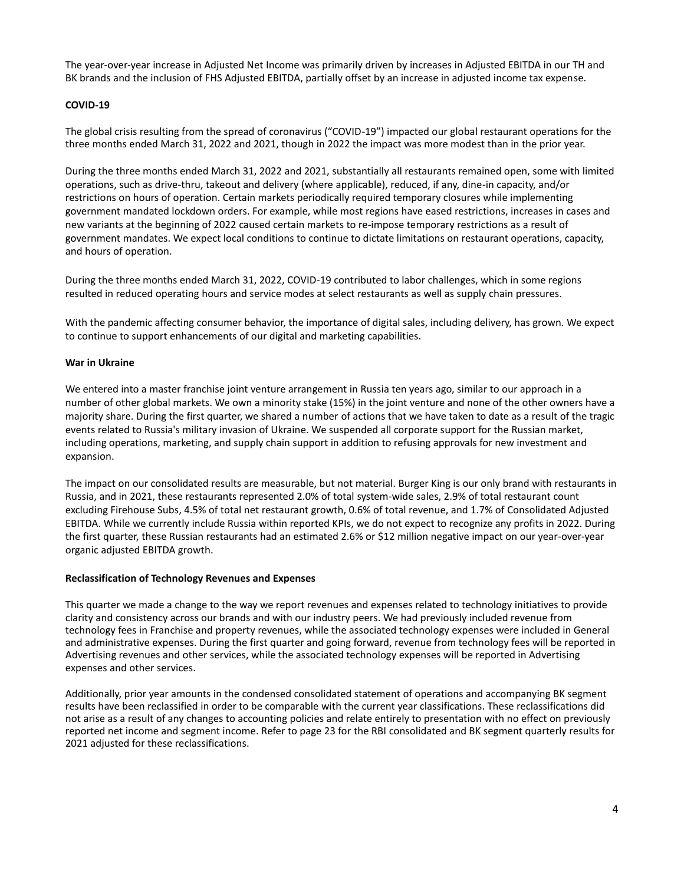The year-over-year increase in Adjusted Net Income was primarily driven by increases in Adjusted EBITDA in our TH and BK brands and the inclusion of FHS Adjusted EBITDA, partially offset by an increase in adjusted income tax expense.

**COVID-19**

The global crisis resulting from the spread of coronavirus ("COVID-19") impacted our global restaurant operations for the three months ended March 31, 2022 and 2021, though in 2022 the impact was more modest than in the prior year.

During the three months ended March 31, 2022 and 2021, substantially all restaurants remained open, some with limited operations, such as drive-thru, takeout and delivery (where applicable), reduced, if any, dine-in capacity, and/or restrictions on hours of operation. Certain markets periodically required temporary closures while implementing government mandated lockdown orders. For example, while most regions have eased restrictions, increases in cases and new variants at the beginning of 2022 caused certain markets to re-impose temporary restrictions as a result of government mandates. We expect local conditions to continue to dictate limitations on restaurant operations, capacity, and hours of operation.

During the three months ended March 31, 2022, COVID-19 contributed to labor challenges, which in some regions resulted in reduced operating hours and service modes at select restaurants as well as supply chain pressures.

With the pandemic affecting consumer behavior, the importance of digital sales, including delivery, has grown. We expect to continue to support enhancements of our digital and marketing capabilities.

**War in Ukraine**

We entered into a master franchise joint venture arrangement in Russia ten years ago, similar to our approach in a number of other global markets. We own a minority stake (15%) in the joint venture and none of the other owners have a majority share. During the first quarter, we shared a number of actions that we have taken to date as a result of the tragic events related to Russia's military invasion of Ukraine. We suspended all corporate support for the Russian market, including operations, marketing, and supply chain support in addition to refusing approvals for new investment and expansion.

The impact on our consolidated results are measurable, but not material. Burger King is our only brand with restaurants in Russia, and in 2021, these restaurants represented 2.0% of total system-wide sales, 2.9% of total restaurant count excluding Firehouse Subs, 4.5% of total net restaurant growth, 0.6% of total revenue, and 1.7% of Consolidated Adjusted EBITDA. While we currently include Russia within reported KPIs, we do not expect to recognize any profits in 2022. During the first quarter, these Russian restaurants had an estimated 2.6% or $12 million negative impact on our year-over-year organic adjusted EBITDA growth.

**Reclassification of Technology Revenues and Expenses**

This quarter we made a change to the way we report revenues and expenses related to technology initiatives to provide clarity and consistency across our brands and with our industry peers. We had previously included revenue from technology fees in Franchise and property revenues, while the associated technology expenses were included in General and administrative expenses. During the first quarter and going forward, revenue from technology fees will be reported in Advertising revenues and other services, while the associated technology expenses will be reported in Advertising expenses and other services.

Additionally, prior year amounts in the condensed consolidated statement of operations and accompanying BK segment results have been reclassified in order to be comparable with the current year classifications. These reclassifications did not arise as a result of any changes to accounting policies and relate entirely to presentation with no effect on previously reported net income and segment income. Refer to page 23 for the RBI consolidated and BK segment quarterly results for 2021 adjusted for these reclassifications.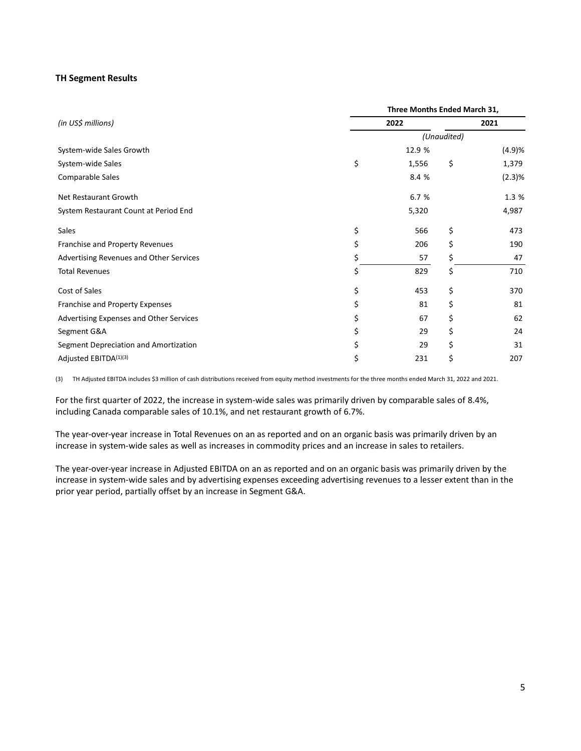### TH Segment Results

| (in US$ millions) | Three Months Ended March 31, 2022 | 2021 |
|---|---|---|
| | *(Unaudited)* | |
| System-wide Sales Growth | 12.9 % | (4.9)% |
| System-wide Sales | $ 1,556 | $ 1,379 |
| Comparable Sales | 8.4 % | (2.3)% |
| Net Restaurant Growth | 6.7 % | 1.3 % |
| System Restaurant Count at Period End | 5,320 | 4,987 |
| Sales | $ 566 | $ 473 |
| Franchise and Property Revenues | $ 206 | $ 190 |
| Advertising Revenues and Other Services | $ 57 | $ 47 |
| Total Revenues | $ 829 | $ 710 |
| Cost of Sales | $ 453 | $ 370 |
| Franchise and Property Expenses | $ 81 | $ 81 |
| Advertising Expenses and Other Services | $ 67 | $ 62 |
| Segment G&A | $ 29 | $ 24 |
| Segment Depreciation and Amortization | $ 29 | $ 31 |
| Adjusted EBITDA[(1)(3)] | $ 231 | $ 207 |

(3) TH Adjusted EBITDA includes $3 million of cash distributions received from equity method investments for the three months ended March 31, 2022 and 2021.

For the first quarter of 2022, the increase in system-wide sales was primarily driven by comparable sales of 8.4%, including Canada comparable sales of 10.1%, and net restaurant growth of 6.7%.

The year-over-year increase in Total Revenues on an as reported and on an organic basis was primarily driven by an increase in system-wide sales as well as increases in commodity prices and an increase in sales to retailers.

The year-over-year increase in Adjusted EBITDA on an as reported and on an organic basis was primarily driven by the increase in system-wide sales and by advertising expenses exceeding advertising revenues to a lesser extent than in the prior year period, partially offset by an increase in Segment G&A.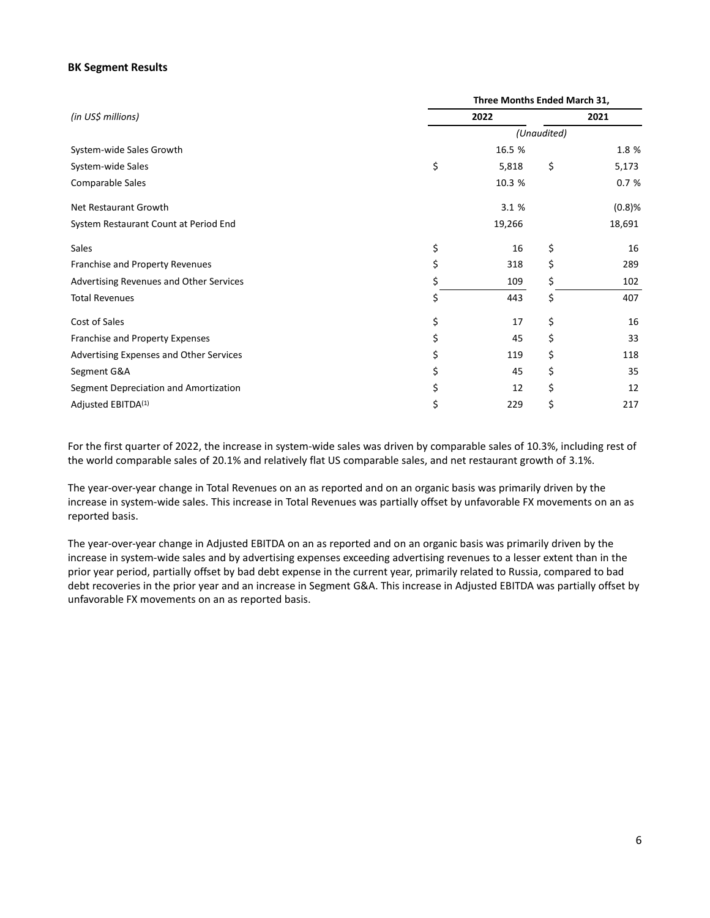**BK Segment Results**

| (in US$ millions) | Three Months Ended March 31, 2022 | 2021 |
|---|---|---|
| | (Unaudited) | |
| System-wide Sales Growth | 16.5 % | 1.8 % |
| System-wide Sales | $ 5,818 | $ 5,173 |
| Comparable Sales | 10.3 % | 0.7 % |
| Net Restaurant Growth | 3.1 % | (0.8)% |
| System Restaurant Count at Period End | 19,266 | 18,691 |
| Sales | $ 16 | $ 16 |
| Franchise and Property Revenues | $ 318 | $ 289 |
| Advertising Revenues and Other Services | $ 109 | $ 102 |
| Total Revenues | $ 443 | $ 407 |
| Cost of Sales | $ 17 | $ 16 |
| Franchise and Property Expenses | $ 45 | $ 33 |
| Advertising Expenses and Other Services | $ 119 | $ 118 |
| Segment G&A | $ 45 | $ 35 |
| Segment Depreciation and Amortization | $ 12 | $ 12 |
| Adjusted EBITDA[(1)] | $ 229 | $ 217 |

For the first quarter of 2022, the increase in system-wide sales was driven by comparable sales of 10.3%, including rest of the world comparable sales of 20.1% and relatively flat US comparable sales, and net restaurant growth of 3.1%.

The year-over-year change in Total Revenues on an as reported and on an organic basis was primarily driven by the increase in system-wide sales. This increase in Total Revenues was partially offset by unfavorable FX movements on an as reported basis.

The year-over-year change in Adjusted EBITDA on an as reported and on an organic basis was primarily driven by the increase in system-wide sales and by advertising expenses exceeding advertising revenues to a lesser extent than in the prior year period, partially offset by bad debt expense in the current year, primarily related to Russia, compared to bad debt recoveries in the prior year and an increase in Segment G&A. This increase in Adjusted EBITDA was partially offset by unfavorable FX movements on an as reported basis.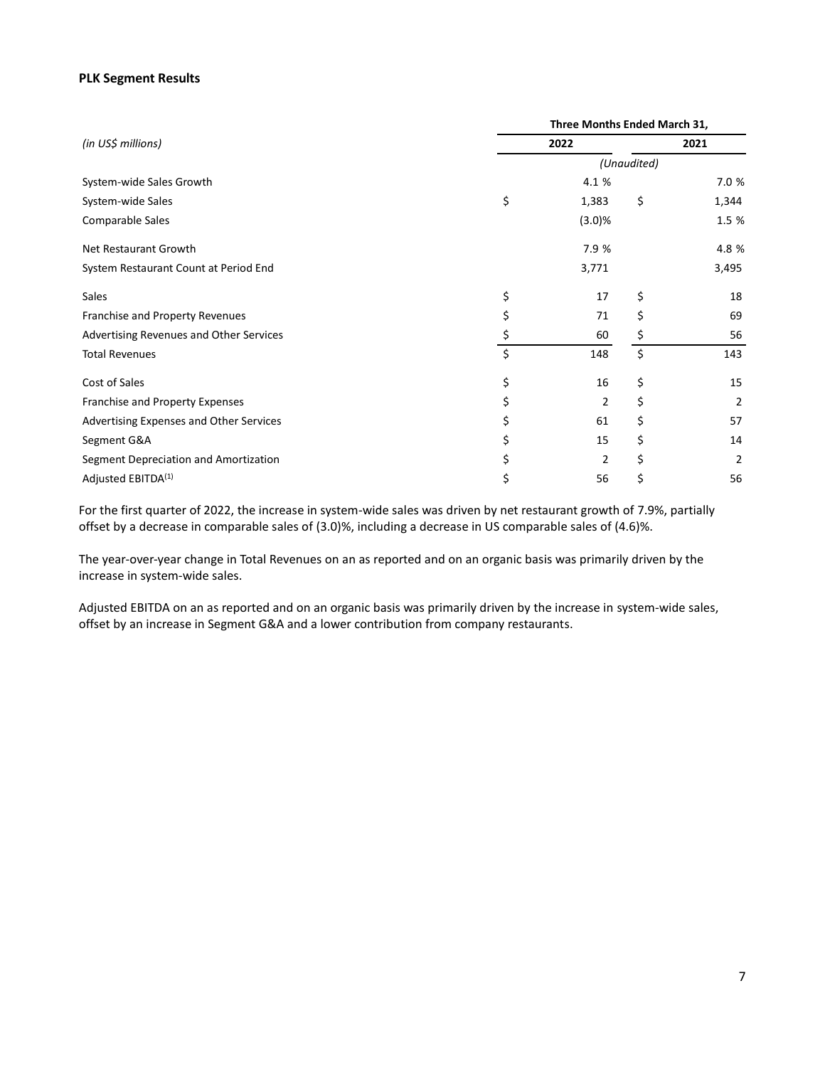**PLK Segment Results**

| (in US$ millions) | Three Months Ended March 31, | |
|---|---|---|
| | 2022 | 2021 |
| | (Unaudited) | |
| System-wide Sales Growth | 4.1 % | 7.0 % |
| System-wide Sales | $ 1,383 | $ 1,344 |
| Comparable Sales | (3.0)% | 1.5 % |
| Net Restaurant Growth | 7.9 % | 4.8 % |
| System Restaurant Count at Period End | 3,771 | 3,495 |
| Sales | $ 17 | $ 18 |
| Franchise and Property Revenues | $ 71 | $ 69 |
| Advertising Revenues and Other Services | $ 60 | $ 56 |
| Total Revenues | $ 148 | $ 143 |
| Cost of Sales | $ 16 | $ 15 |
| Franchise and Property Expenses | $ 2 | $ 2 |
| Advertising Expenses and Other Services | $ 61 | $ 57 |
| Segment G&A | $ 15 | $ 14 |
| Segment Depreciation and Amortization | $ 2 | $ 2 |
| Adjusted EBITDA[1] | $ 56 | $ 56 |

For the first quarter of 2022, the increase in system-wide sales was driven by net restaurant growth of 7.9%, partially offset by a decrease in comparable sales of (3.0)%, including a decrease in US comparable sales of (4.6)%.

The year-over-year change in Total Revenues on an as reported and on an organic basis was primarily driven by the increase in system-wide sales.

Adjusted EBITDA on an as reported and on an organic basis was primarily driven by the increase in system-wide sales, offset by an increase in Segment G&A and a lower contribution from company restaurants.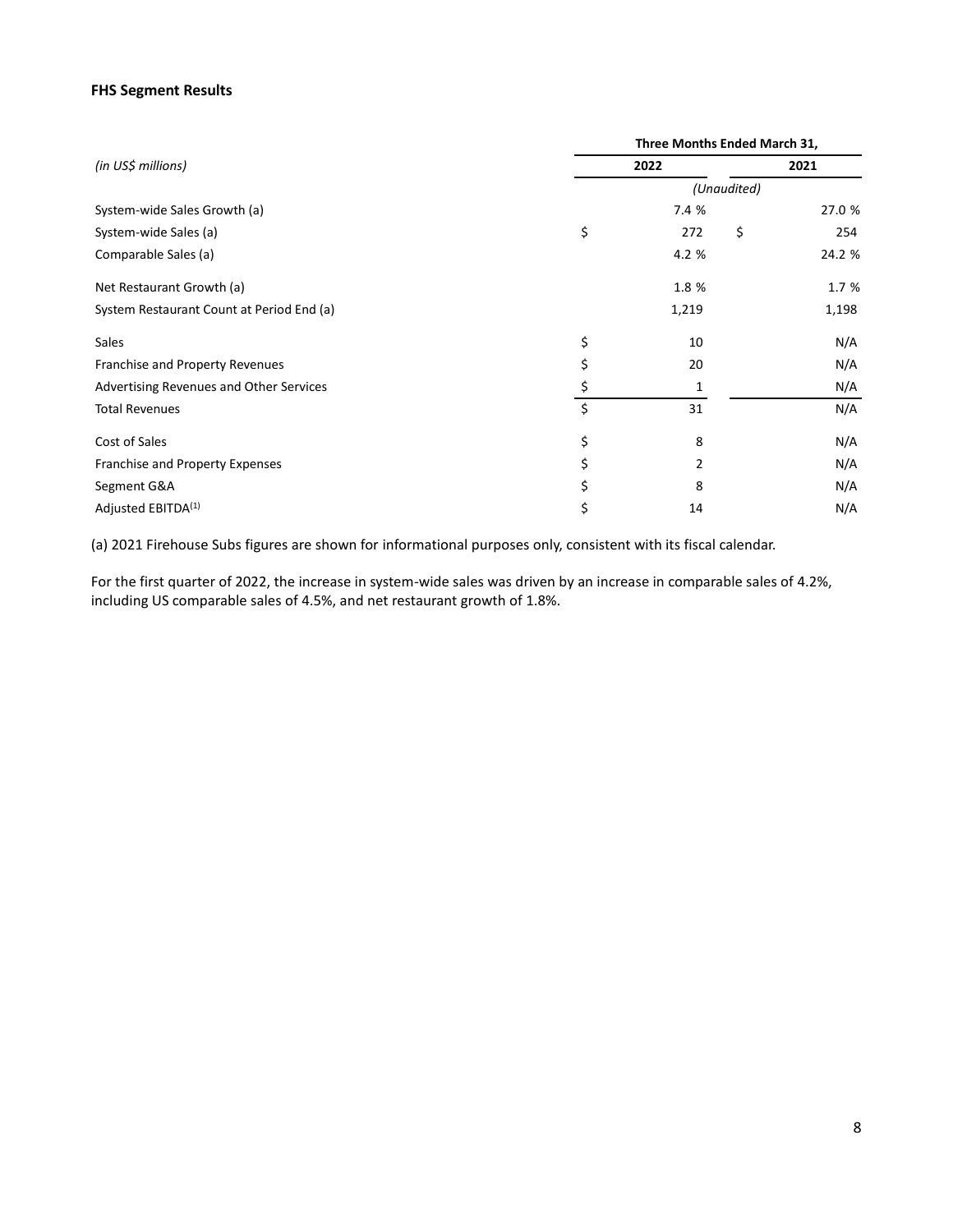**FHS Segment Results**

| (in US$ millions) | Three Months Ended March 31, | |
|---|---|---|
| | 2022 | 2021 |
| | (Unaudited) | |
| System-wide Sales Growth (a) | 7.4 % | 27.0 % |
| System-wide Sales (a) | $ 272 | $ 254 |
| Comparable Sales (a) | 4.2 % | 24.2 % |
| Net Restaurant Growth (a) | 1.8 % | 1.7 % |
| System Restaurant Count at Period End (a) | 1,219 | 1,198 |
| Sales | $ 10 | N/A |
| Franchise and Property Revenues | $ 20 | N/A |
| Advertising Revenues and Other Services | $ 1 | N/A |
| Total Revenues | $ 31 | N/A |
| Cost of Sales | $ 8 | N/A |
| Franchise and Property Expenses | $ 2 | N/A |
| Segment G&A | $ 8 | N/A |
| Adjusted EBITDA[(1)] | $ 14 | N/A |

(a) 2021 Firehouse Subs figures are shown for informational purposes only, consistent with its fiscal calendar.

For the first quarter of 2022, the increase in system-wide sales was driven by an increase in comparable sales of 4.2%, including US comparable sales of 4.5%, and net restaurant growth of 1.8%.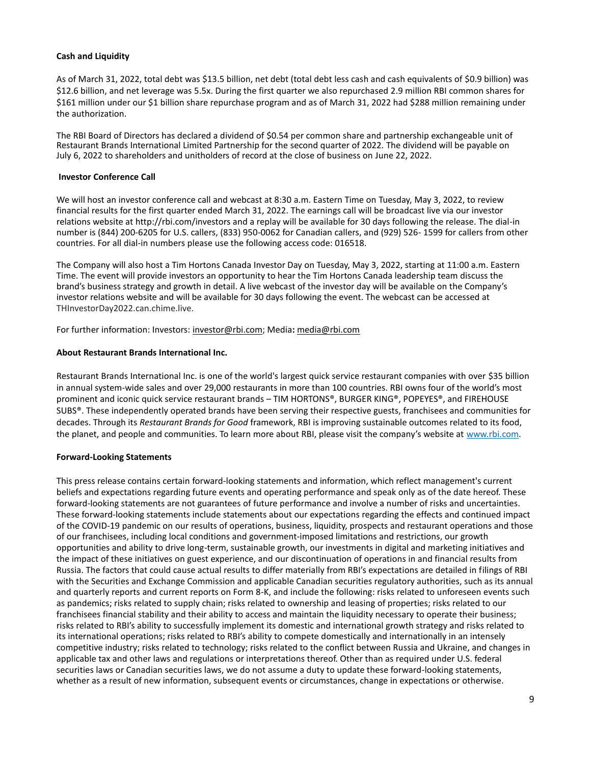**Cash and Liquidity**

As of March 31, 2022, total debt was $13.5 billion, net debt (total debt less cash and cash equivalents of $0.9 billion) was $12.6 billion, and net leverage was 5.5x. During the first quarter we also repurchased 2.9 million RBI common shares for $161 million under our $1 billion share repurchase program and as of March 31, 2022 had $288 million remaining under the authorization.

The RBI Board of Directors has declared a dividend of $0.54 per common share and partnership exchangeable unit of Restaurant Brands International Limited Partnership for the second quarter of 2022. The dividend will be payable on July 6, 2022 to shareholders and unitholders of record at the close of business on June 22, 2022.

**Investor Conference Call**

We will host an investor conference call and webcast at 8:30 a.m. Eastern Time on Tuesday, May 3, 2022, to review financial results for the first quarter ended March 31, 2022. The earnings call will be broadcast live via our investor relations website at http://rbi.com/investors and a replay will be available for 30 days following the release. The dial-in number is (844) 200-6205 for U.S. callers, (833) 950-0062 for Canadian callers, and (929) 526- 1599 for callers from other countries. For all dial-in numbers please use the following access code: 016518.

The Company will also host a Tim Hortons Canada Investor Day on Tuesday, May 3, 2022, starting at 11:00 a.m. Eastern Time. The event will provide investors an opportunity to hear the Tim Hortons Canada leadership team discuss the brand's business strategy and growth in detail. A live webcast of the investor day will be available on the Company's investor relations website and will be available for 30 days following the event. The webcast can be accessed at THInvestorDay2022.can.chime.live.

For further information: Investors: investor@rbi.com; Media**:** media@rbi.com

**About Restaurant Brands International Inc.**

Restaurant Brands International Inc. is one of the world's largest quick service restaurant companies with over $35 billion in annual system-wide sales and over 29,000 restaurants in more than 100 countries. RBI owns four of the world's most prominent and iconic quick service restaurant brands – TIM HORTONS®, BURGER KING®, POPEYES®, and FIREHOUSE SUBS®. These independently operated brands have been serving their respective guests, franchisees and communities for decades. Through its *Restaurant Brands for Good* framework, RBI is improving sustainable outcomes related to its food, the planet, and people and communities. To learn more about RBI, please visit the company's website at www.rbi.com.

**Forward-Looking Statements**

This press release contains certain forward-looking statements and information, which reflect management's current beliefs and expectations regarding future events and operating performance and speak only as of the date hereof. These forward-looking statements are not guarantees of future performance and involve a number of risks and uncertainties. These forward-looking statements include statements about our expectations regarding the effects and continued impact of the COVID-19 pandemic on our results of operations, business, liquidity, prospects and restaurant operations and those of our franchisees, including local conditions and government-imposed limitations and restrictions, our growth opportunities and ability to drive long-term, sustainable growth, our investments in digital and marketing initiatives and the impact of these initiatives on guest experience, and our discontinuation of operations in and financial results from Russia. The factors that could cause actual results to differ materially from RBI's expectations are detailed in filings of RBI with the Securities and Exchange Commission and applicable Canadian securities regulatory authorities, such as its annual and quarterly reports and current reports on Form 8-K, and include the following: risks related to unforeseen events such as pandemics; risks related to supply chain; risks related to ownership and leasing of properties; risks related to our franchisees financial stability and their ability to access and maintain the liquidity necessary to operate their business; risks related to RBI's ability to successfully implement its domestic and international growth strategy and risks related to its international operations; risks related to RBI's ability to compete domestically and internationally in an intensely competitive industry; risks related to technology; risks related to the conflict between Russia and Ukraine, and changes in applicable tax and other laws and regulations or interpretations thereof. Other than as required under U.S. federal securities laws or Canadian securities laws, we do not assume a duty to update these forward-looking statements, whether as a result of new information, subsequent events or circumstances, change in expectations or otherwise.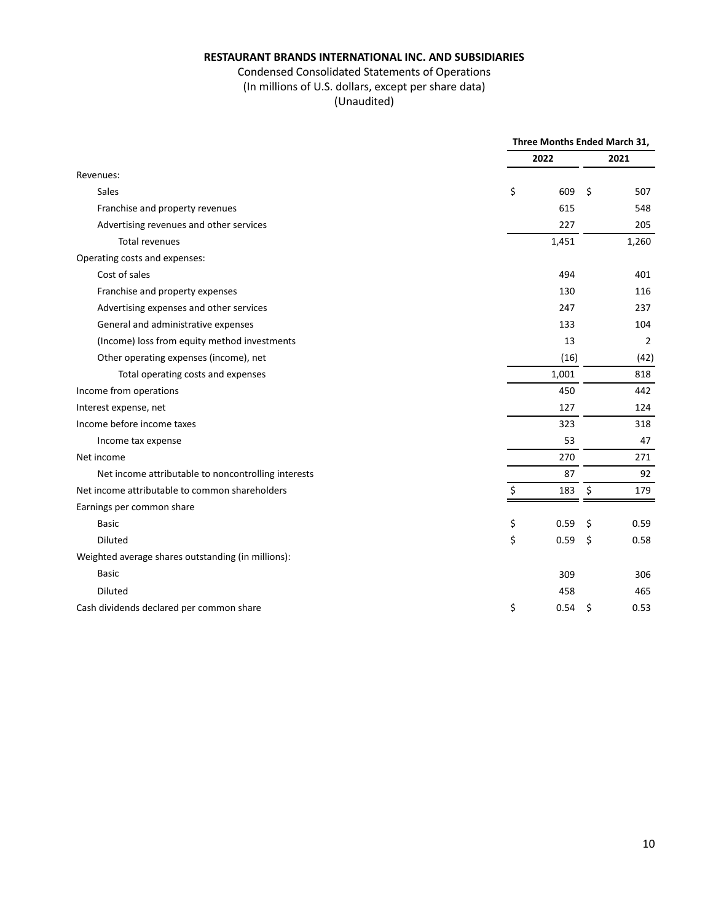**RESTAURANT BRANDS INTERNATIONAL INC. AND SUBSIDIARIES**

Condensed Consolidated Statements of Operations
(In millions of U.S. dollars, except per share data)
(Unaudited)

| | Three Months Ended March 31, | |
|---|---|---|
| | **2022** | **2021** |
| Revenues: | | |
| Sales | $ 609 | $ 507 |
| Franchise and property revenues | 615 | 548 |
| Advertising revenues and other services | 227 | 205 |
| Total revenues | 1,451 | 1,260 |
| Operating costs and expenses: | | |
| Cost of sales | 494 | 401 |
| Franchise and property expenses | 130 | 116 |
| Advertising expenses and other services | 247 | 237 |
| General and administrative expenses | 133 | 104 |
| (Income) loss from equity method investments | 13 | 2 |
| Other operating expenses (income), net | (16) | (42) |
| Total operating costs and expenses | 1,001 | 818 |
| Income from operations | 450 | 442 |
| Interest expense, net | 127 | 124 |
| Income before income taxes | 323 | 318 |
| Income tax expense | 53 | 47 |
| Net income | 270 | 271 |
| Net income attributable to noncontrolling interests | 87 | 92 |
| Net income attributable to common shareholders | $ 183 | $ 179 |
| Earnings per common share | | |
| Basic | $ 0.59 | $ 0.59 |
| Diluted | $ 0.59 | $ 0.58 |
| Weighted average shares outstanding (in millions): | | |
| Basic | 309 | 306 |
| Diluted | 458 | 465 |
| Cash dividends declared per common share | $ 0.54 | $ 0.53 |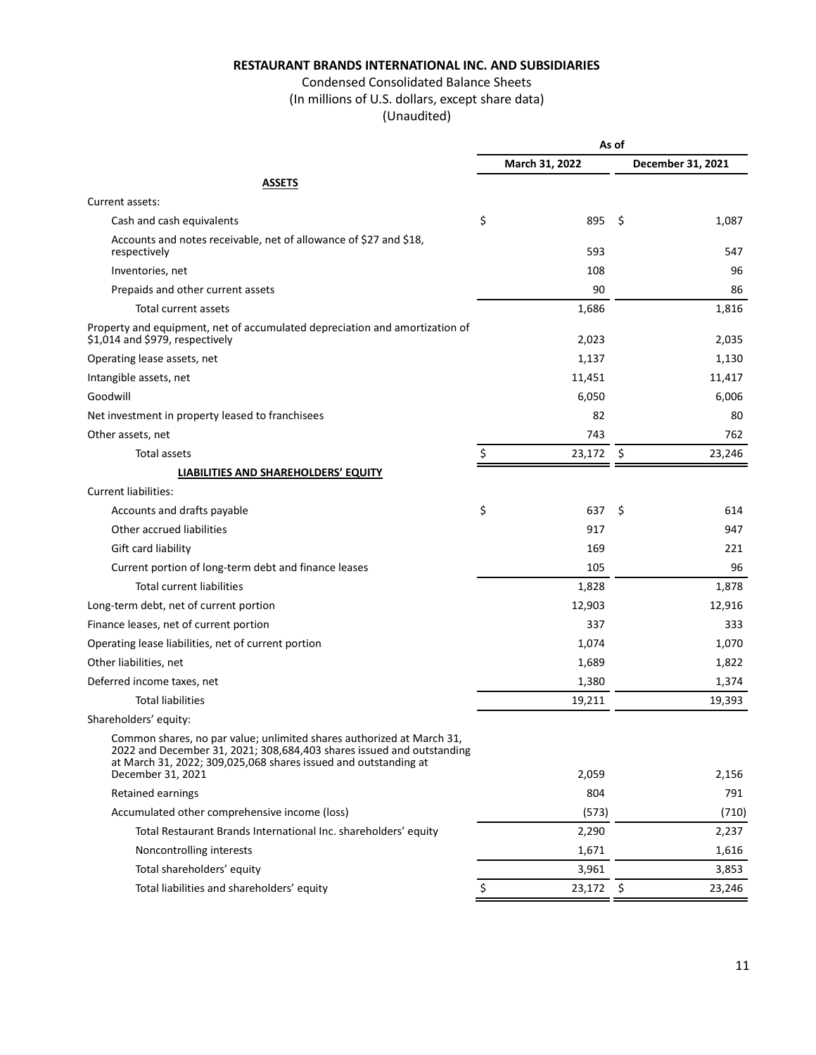**RESTAURANT BRANDS INTERNATIONAL INC. AND SUBSIDIARIES**

Condensed Consolidated Balance Sheets

(In millions of U.S. dollars, except share data)

(Unaudited)

| | As of | |
|---|---|---|
| | March 31, 2022 | December 31, 2021 |
| **ASSETS** | | |
| Current assets: | | |
| Cash and cash equivalents | $ 895 | $ 1,087 |
| Accounts and notes receivable, net of allowance of $27 and $18, respectively | 593 | 547 |
| Inventories, net | 108 | 96 |
| Prepaids and other current assets | 90 | 86 |
| Total current assets | 1,686 | 1,816 |
| Property and equipment, net of accumulated depreciation and amortization of $1,014 and $979, respectively | 2,023 | 2,035 |
| Operating lease assets, net | 1,137 | 1,130 |
| Intangible assets, net | 11,451 | 11,417 |
| Goodwill | 6,050 | 6,006 |
| Net investment in property leased to franchisees | 82 | 80 |
| Other assets, net | 743 | 762 |
| Total assets | $ 23,172 | $ 23,246 |
| **LIABILITIES AND SHAREHOLDERS' EQUITY** | | |
| Current liabilities: | | |
| Accounts and drafts payable | $ 637 | $ 614 |
| Other accrued liabilities | 917 | 947 |
| Gift card liability | 169 | 221 |
| Current portion of long-term debt and finance leases | 105 | 96 |
| Total current liabilities | 1,828 | 1,878 |
| Long-term debt, net of current portion | 12,903 | 12,916 |
| Finance leases, net of current portion | 337 | 333 |
| Operating lease liabilities, net of current portion | 1,074 | 1,070 |
| Other liabilities, net | 1,689 | 1,822 |
| Deferred income taxes, net | 1,380 | 1,374 |
| Total liabilities | 19,211 | 19,393 |
| Shareholders' equity: | | |
| Common shares, no par value; unlimited shares authorized at March 31, 2022 and December 31, 2021; 308,684,403 shares issued and outstanding at March 31, 2022; 309,025,068 shares issued and outstanding at December 31, 2021 | 2,059 | 2,156 |
| Retained earnings | 804 | 791 |
| Accumulated other comprehensive income (loss) | (573) | (710) |
| Total Restaurant Brands International Inc. shareholders' equity | 2,290 | 2,237 |
| Noncontrolling interests | 1,671 | 1,616 |
| Total shareholders' equity | 3,961 | 3,853 |
| Total liabilities and shareholders' equity | $ 23,172 | $ 23,246 |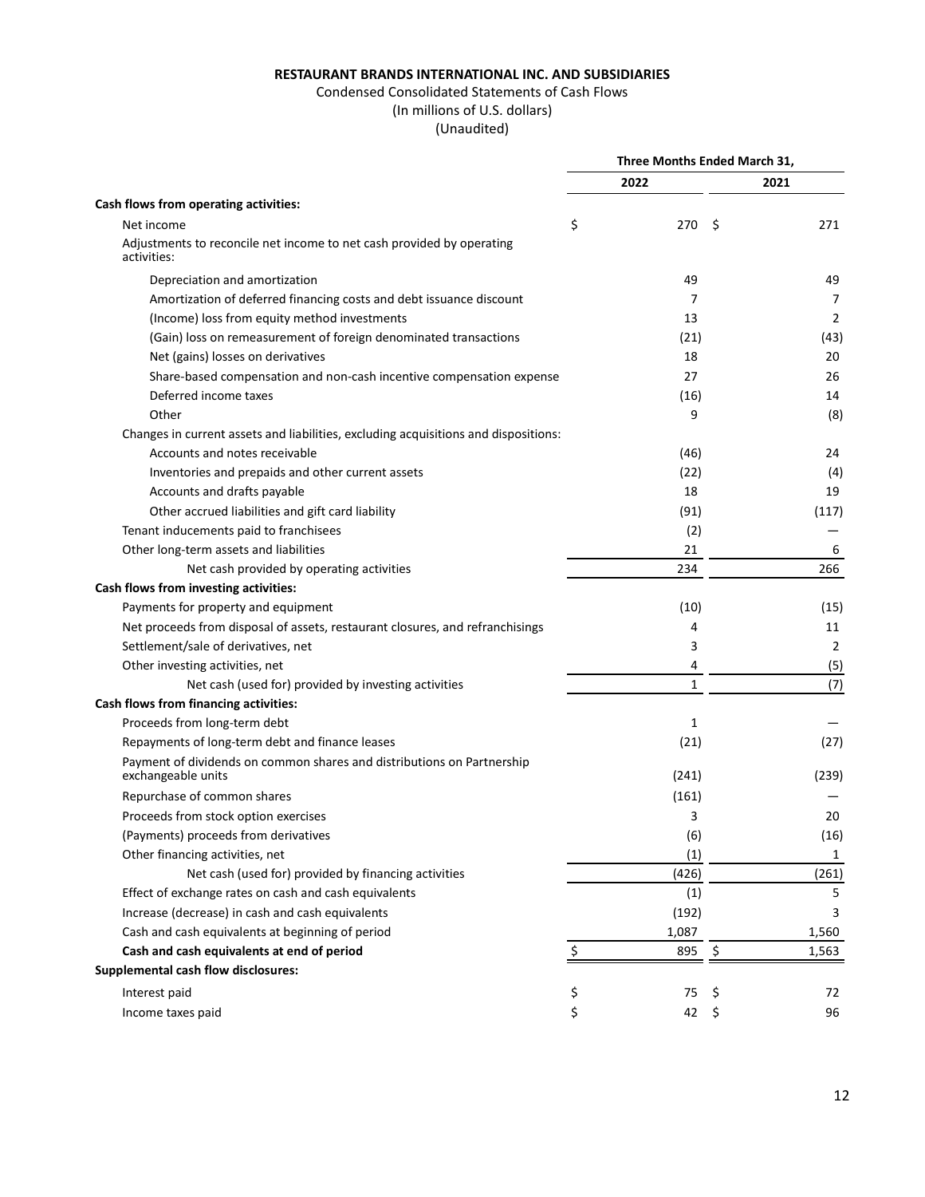**RESTAURANT BRANDS INTERNATIONAL INC. AND SUBSIDIARIES**

Condensed Consolidated Statements of Cash Flows

(In millions of U.S. dollars)

(Unaudited)

| | Three Months Ended March 31, | |
|---|---|---|
| | 2022 | 2021 |
| **Cash flows from operating activities:** | | |
| Net income | $ 270 | $ 271 |
| Adjustments to reconcile net income to net cash provided by operating activities: | | |
| Depreciation and amortization | 49 | 49 |
| Amortization of deferred financing costs and debt issuance discount | 7 | 7 |
| (Income) loss from equity method investments | 13 | 2 |
| (Gain) loss on remeasurement of foreign denominated transactions | (21) | (43) |
| Net (gains) losses on derivatives | 18 | 20 |
| Share-based compensation and non-cash incentive compensation expense | 27 | 26 |
| Deferred income taxes | (16) | 14 |
| Other | 9 | (8) |
| Changes in current assets and liabilities, excluding acquisitions and dispositions: | | |
| Accounts and notes receivable | (46) | 24 |
| Inventories and prepaids and other current assets | (22) | (4) |
| Accounts and drafts payable | 18 | 19 |
| Other accrued liabilities and gift card liability | (91) | (117) |
| Tenant inducements paid to franchisees | (2) | — |
| Other long-term assets and liabilities | 21 | 6 |
| Net cash provided by operating activities | 234 | 266 |
| **Cash flows from investing activities:** | | |
| Payments for property and equipment | (10) | (15) |
| Net proceeds from disposal of assets, restaurant closures, and refranchisings | 4 | 11 |
| Settlement/sale of derivatives, net | 3 | 2 |
| Other investing activities, net | 4 | (5) |
| Net cash (used for) provided by investing activities | 1 | (7) |
| **Cash flows from financing activities:** | | |
| Proceeds from long-term debt | 1 | — |
| Repayments of long-term debt and finance leases | (21) | (27) |
| Payment of dividends on common shares and distributions on Partnership exchangeable units | (241) | (239) |
| Repurchase of common shares | (161) | — |
| Proceeds from stock option exercises | 3 | 20 |
| (Payments) proceeds from derivatives | (6) | (16) |
| Other financing activities, net | (1) | 1 |
| Net cash (used for) provided by financing activities | (426) | (261) |
| Effect of exchange rates on cash and cash equivalents | (1) | 5 |
| Increase (decrease) in cash and cash equivalents | (192) | 3 |
| Cash and cash equivalents at beginning of period | 1,087 | 1,560 |
| **Cash and cash equivalents at end of period** | $ 895 | $ 1,563 |
| **Supplemental cash flow disclosures:** | | |
| Interest paid | $ 75 | $ 72 |
| Income taxes paid | $ 42 | $ 96 |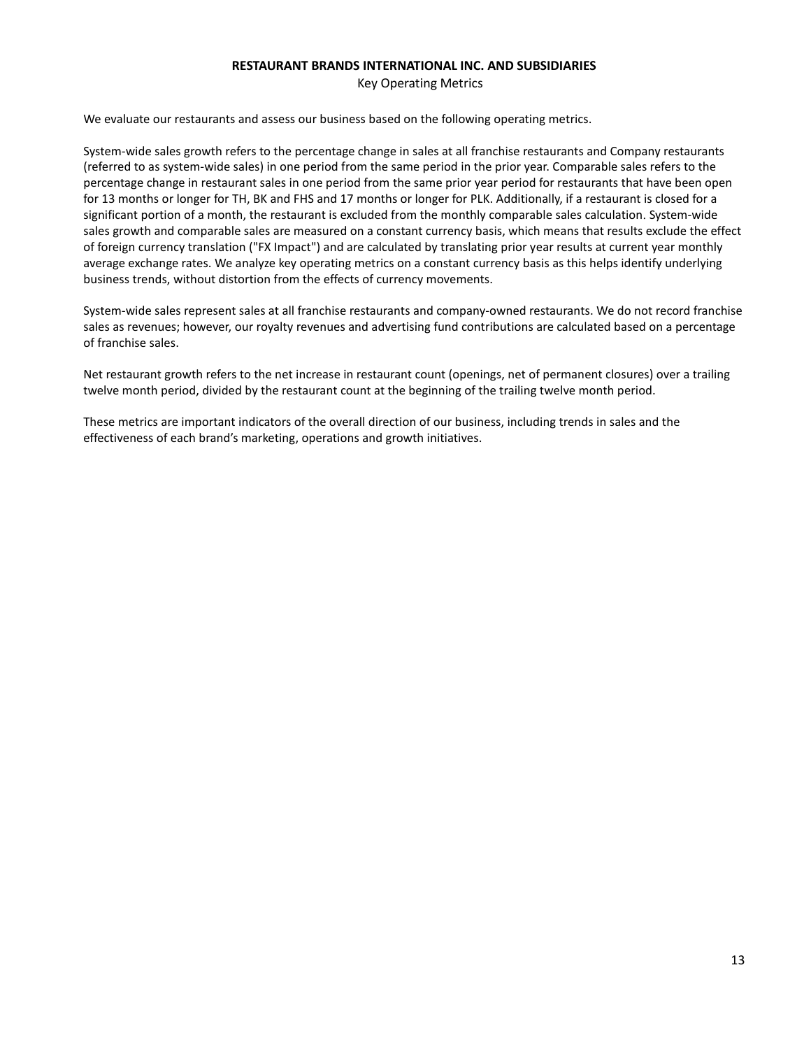**RESTAURANT BRANDS INTERNATIONAL INC. AND SUBSIDIARIES**

Key Operating Metrics

We evaluate our restaurants and assess our business based on the following operating metrics.

System-wide sales growth refers to the percentage change in sales at all franchise restaurants and Company restaurants (referred to as system-wide sales) in one period from the same period in the prior year. Comparable sales refers to the percentage change in restaurant sales in one period from the same prior year period for restaurants that have been open for 13 months or longer for TH, BK and FHS and 17 months or longer for PLK. Additionally, if a restaurant is closed for a significant portion of a month, the restaurant is excluded from the monthly comparable sales calculation. System-wide sales growth and comparable sales are measured on a constant currency basis, which means that results exclude the effect of foreign currency translation ("FX Impact") and are calculated by translating prior year results at current year monthly average exchange rates. We analyze key operating metrics on a constant currency basis as this helps identify underlying business trends, without distortion from the effects of currency movements.

System-wide sales represent sales at all franchise restaurants and company-owned restaurants. We do not record franchise sales as revenues; however, our royalty revenues and advertising fund contributions are calculated based on a percentage of franchise sales.

Net restaurant growth refers to the net increase in restaurant count (openings, net of permanent closures) over a trailing twelve month period, divided by the restaurant count at the beginning of the trailing twelve month period.

These metrics are important indicators of the overall direction of our business, including trends in sales and the effectiveness of each brand's marketing, operations and growth initiatives.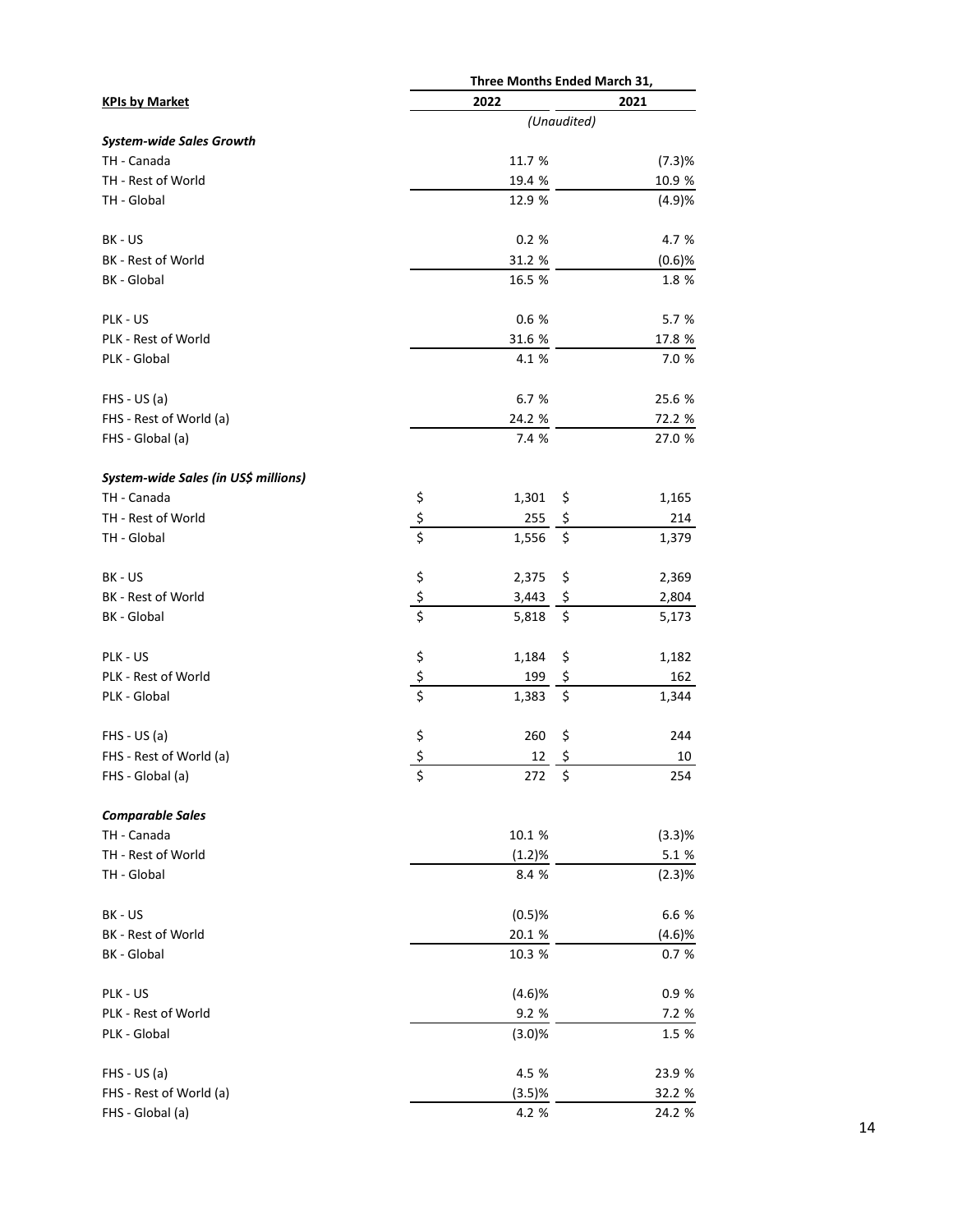| KPIs by Market | Three Months Ended March 31, | |
|---|---|---|
| | 2022 | 2021 |
| | (Unaudited) | |
| ***System-wide Sales Growth*** | | |
| TH - Canada | 11.7 % | (7.3)% |
| TH - Rest of World | 19.4 % | 10.9 % |
| TH - Global | 12.9 % | (4.9)% |
| BK - US | 0.2 % | 4.7 % |
| BK - Rest of World | 31.2 % | (0.6)% |
| BK - Global | 16.5 % | 1.8 % |
| PLK - US | 0.6 % | 5.7 % |
| PLK - Rest of World | 31.6 % | 17.8 % |
| PLK - Global | 4.1 % | 7.0 % |
| FHS - US (a) | 6.7 % | 25.6 % |
| FHS - Rest of World (a) | 24.2 % | 72.2 % |
| FHS - Global (a) | 7.4 % | 27.0 % |
| ***System-wide Sales (in US$ millions)*** | | |
| TH - Canada | $ 1,301 | $ 1,165 |
| TH - Rest of World | $ 255 | $ 214 |
| TH - Global | $ 1,556 | $ 1,379 |
| BK - US | $ 2,375 | $ 2,369 |
| BK - Rest of World | $ 3,443 | $ 2,804 |
| BK - Global | $ 5,818 | $ 5,173 |
| PLK - US | $ 1,184 | $ 1,182 |
| PLK - Rest of World | $ 199 | $ 162 |
| PLK - Global | $ 1,383 | $ 1,344 |
| FHS - US (a) | $ 260 | $ 244 |
| FHS - Rest of World (a) | $ 12 | $ 10 |
| FHS - Global (a) | $ 272 | $ 254 |
| ***Comparable Sales*** | | |
| TH - Canada | 10.1 % | (3.3)% |
| TH - Rest of World | (1.2)% | 5.1 % |
| TH - Global | 8.4 % | (2.3)% |
| BK - US | (0.5)% | 6.6 % |
| BK - Rest of World | 20.1 % | (4.6)% |
| BK - Global | 10.3 % | 0.7 % |
| PLK - US | (4.6)% | 0.9 % |
| PLK - Rest of World | 9.2 % | 7.2 % |
| PLK - Global | (3.0)% | 1.5 % |
| FHS - US (a) | 4.5 % | 23.9 % |
| FHS - Rest of World (a) | (3.5)% | 32.2 % |
| FHS - Global (a) | 4.2 % | 24.2 % |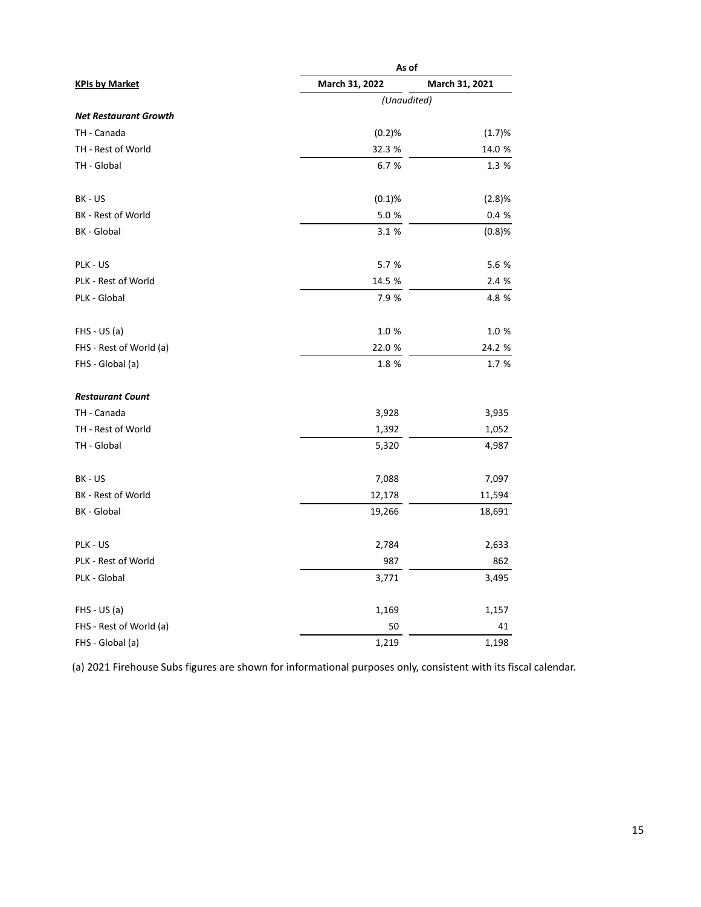| KPIs by Market | As of | |
|---|---|---|
| | March 31, 2022 | March 31, 2021 |
| | (Unaudited) | |
| ***Net Restaurant Growth*** | | |
| TH - Canada | (0.2)% | (1.7)% |
| TH - Rest of World | 32.3 % | 14.0 % |
| TH - Global | 6.7 % | 1.3 % |
| | | |
| BK - US | (0.1)% | (2.8)% |
| BK - Rest of World | 5.0 % | 0.4 % |
| BK - Global | 3.1 % | (0.8)% |
| | | |
| PLK - US | 5.7 % | 5.6 % |
| PLK - Rest of World | 14.5 % | 2.4 % |
| PLK - Global | 7.9 % | 4.8 % |
| | | |
| FHS - US (a) | 1.0 % | 1.0 % |
| FHS - Rest of World (a) | 22.0 % | 24.2 % |
| FHS - Global (a) | 1.8 % | 1.7 % |
| | | |
| ***Restaurant Count*** | | |
| TH - Canada | 3,928 | 3,935 |
| TH - Rest of World | 1,392 | 1,052 |
| TH - Global | 5,320 | 4,987 |
| | | |
| BK - US | 7,088 | 7,097 |
| BK - Rest of World | 12,178 | 11,594 |
| BK - Global | 19,266 | 18,691 |
| | | |
| PLK - US | 2,784 | 2,633 |
| PLK - Rest of World | 987 | 862 |
| PLK - Global | 3,771 | 3,495 |
| | | |
| FHS - US (a) | 1,169 | 1,157 |
| FHS - Rest of World (a) | 50 | 41 |
| FHS - Global (a) | 1,219 | 1,198 |

(a) 2021 Firehouse Subs figures are shown for informational purposes only, consistent with its fiscal calendar.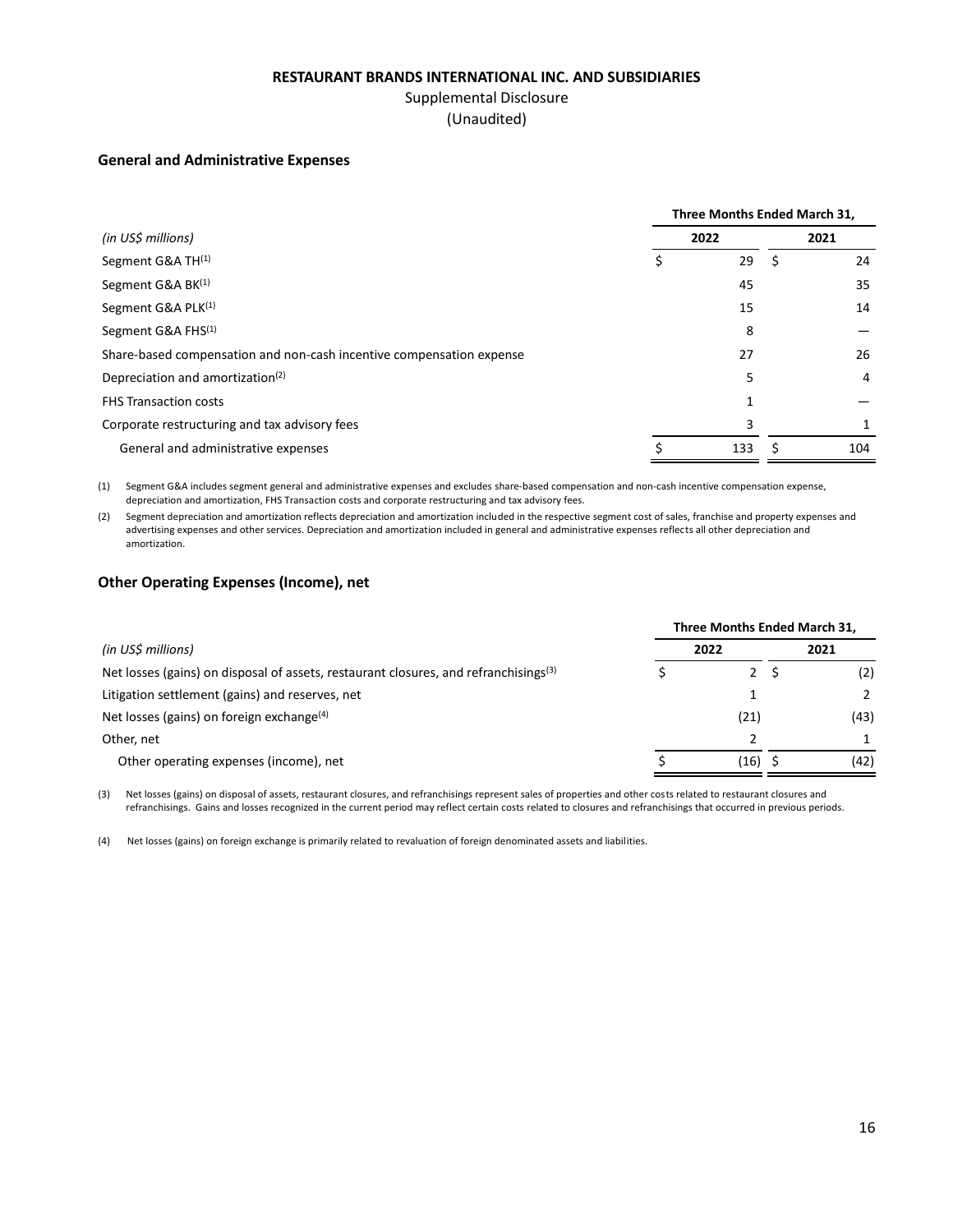**RESTAURANT BRANDS INTERNATIONAL INC. AND SUBSIDIARIES**

Supplemental Disclosure

(Unaudited)

**General and Administrative Expenses**

| | Three Months Ended March 31, | |
|---|---|---|
| *(in US$ millions)* | 2022 | 2021 |
| Segment G&A TH[1] | $ 29 | $ 24 |
| Segment G&A BK[1] | 45 | 35 |
| Segment G&A PLK[1] | 15 | 14 |
| Segment G&A FHS[1] | 8 | — |
| Share-based compensation and non-cash incentive compensation expense | 27 | 26 |
| Depreciation and amortization[2] | 5 | 4 |
| FHS Transaction costs | 1 | — |
| Corporate restructuring and tax advisory fees | 3 | 1 |
| General and administrative expenses | $ 133 | $ 104 |

(1) Segment G&A includes segment general and administrative expenses and excludes share-based compensation and non-cash incentive compensation expense, depreciation and amortization, FHS Transaction costs and corporate restructuring and tax advisory fees.

(2) Segment depreciation and amortization reflects depreciation and amortization included in the respective segment cost of sales, franchise and property expenses and advertising expenses and other services. Depreciation and amortization included in general and administrative expenses reflects all other depreciation and amortization.

**Other Operating Expenses (Income), net**

| | Three Months Ended March 31, | |
|---|---|---|
| *(in US$ millions)* | 2022 | 2021 |
| Net losses (gains) on disposal of assets, restaurant closures, and refranchisings[3] | $ 2 | $ (2) |
| Litigation settlement (gains) and reserves, net | 1 | 2 |
| Net losses (gains) on foreign exchange[4] | (21) | (43) |
| Other, net | 2 | 1 |
| Other operating expenses (income), net | $ (16) | $ (42) |

(3) Net losses (gains) on disposal of assets, restaurant closures, and refranchisings represent sales of properties and other costs related to restaurant closures and refranchisings. Gains and losses recognized in the current period may reflect certain costs related to closures and refranchisings that occurred in previous periods.

(4) Net losses (gains) on foreign exchange is primarily related to revaluation of foreign denominated assets and liabilities.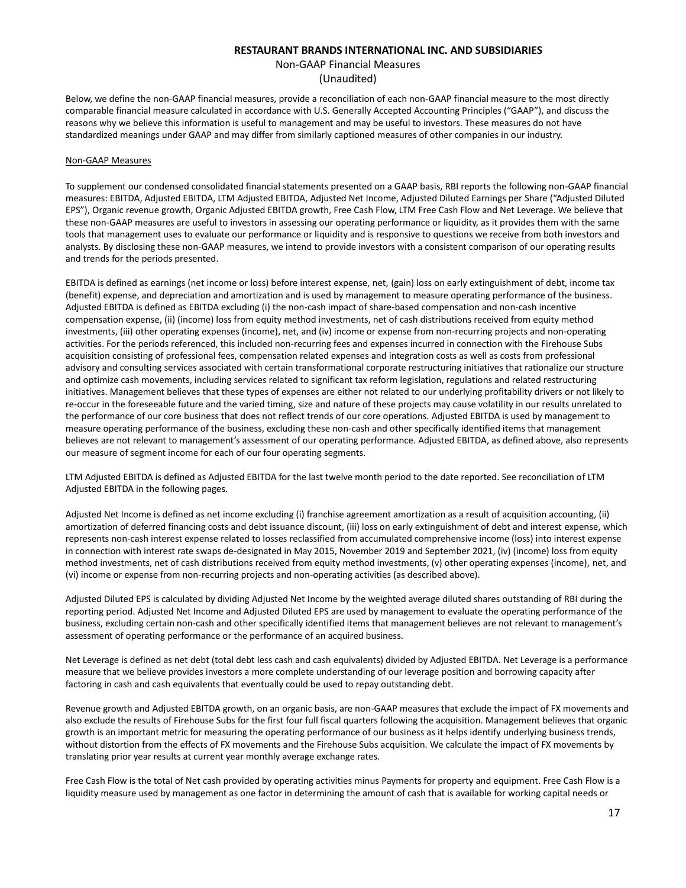# RESTAURANT BRANDS INTERNATIONAL INC. AND SUBSIDIARIES

## Non-GAAP Financial Measures

## (Unaudited)

Below, we define the non-GAAP financial measures, provide a reconciliation of each non-GAAP financial measure to the most directly comparable financial measure calculated in accordance with U.S. Generally Accepted Accounting Principles ("GAAP"), and discuss the reasons why we believe this information is useful to management and may be useful to investors. These measures do not have standardized meanings under GAAP and may differ from similarly captioned measures of other companies in our industry.

### Non-GAAP Measures

To supplement our condensed consolidated financial statements presented on a GAAP basis, RBI reports the following non-GAAP financial measures: EBITDA, Adjusted EBITDA, LTM Adjusted EBITDA, Adjusted Net Income, Adjusted Diluted Earnings per Share ("Adjusted Diluted EPS"), Organic revenue growth, Organic Adjusted EBITDA growth, Free Cash Flow, LTM Free Cash Flow and Net Leverage. We believe that these non-GAAP measures are useful to investors in assessing our operating performance or liquidity, as it provides them with the same tools that management uses to evaluate our performance or liquidity and is responsive to questions we receive from both investors and analysts. By disclosing these non-GAAP measures, we intend to provide investors with a consistent comparison of our operating results and trends for the periods presented.

EBITDA is defined as earnings (net income or loss) before interest expense, net, (gain) loss on early extinguishment of debt, income tax (benefit) expense, and depreciation and amortization and is used by management to measure operating performance of the business. Adjusted EBITDA is defined as EBITDA excluding (i) the non-cash impact of share-based compensation and non-cash incentive compensation expense, (ii) (income) loss from equity method investments, net of cash distributions received from equity method investments, (iii) other operating expenses (income), net, and (iv) income or expense from non-recurring projects and non-operating activities. For the periods referenced, this included non-recurring fees and expenses incurred in connection with the Firehouse Subs acquisition consisting of professional fees, compensation related expenses and integration costs as well as costs from professional advisory and consulting services associated with certain transformational corporate restructuring initiatives that rationalize our structure and optimize cash movements, including services related to significant tax reform legislation, regulations and related restructuring initiatives. Management believes that these types of expenses are either not related to our underlying profitability drivers or not likely to re-occur in the foreseeable future and the varied timing, size and nature of these projects may cause volatility in our results unrelated to the performance of our core business that does not reflect trends of our core operations. Adjusted EBITDA is used by management to measure operating performance of the business, excluding these non-cash and other specifically identified items that management believes are not relevant to management's assessment of our operating performance. Adjusted EBITDA, as defined above, also represents our measure of segment income for each of our four operating segments.

LTM Adjusted EBITDA is defined as Adjusted EBITDA for the last twelve month period to the date reported. See reconciliation of LTM Adjusted EBITDA in the following pages.

Adjusted Net Income is defined as net income excluding (i) franchise agreement amortization as a result of acquisition accounting, (ii) amortization of deferred financing costs and debt issuance discount, (iii) loss on early extinguishment of debt and interest expense, which represents non-cash interest expense related to losses reclassified from accumulated comprehensive income (loss) into interest expense in connection with interest rate swaps de-designated in May 2015, November 2019 and September 2021, (iv) (income) loss from equity method investments, net of cash distributions received from equity method investments, (v) other operating expenses (income), net, and (vi) income or expense from non-recurring projects and non-operating activities (as described above).

Adjusted Diluted EPS is calculated by dividing Adjusted Net Income by the weighted average diluted shares outstanding of RBI during the reporting period. Adjusted Net Income and Adjusted Diluted EPS are used by management to evaluate the operating performance of the business, excluding certain non-cash and other specifically identified items that management believes are not relevant to management's assessment of operating performance or the performance of an acquired business.

Net Leverage is defined as net debt (total debt less cash and cash equivalents) divided by Adjusted EBITDA. Net Leverage is a performance measure that we believe provides investors a more complete understanding of our leverage position and borrowing capacity after factoring in cash and cash equivalents that eventually could be used to repay outstanding debt.

Revenue growth and Adjusted EBITDA growth, on an organic basis, are non-GAAP measures that exclude the impact of FX movements and also exclude the results of Firehouse Subs for the first four full fiscal quarters following the acquisition. Management believes that organic growth is an important metric for measuring the operating performance of our business as it helps identify underlying business trends, without distortion from the effects of FX movements and the Firehouse Subs acquisition. We calculate the impact of FX movements by translating prior year results at current year monthly average exchange rates.

Free Cash Flow is the total of Net cash provided by operating activities minus Payments for property and equipment. Free Cash Flow is a liquidity measure used by management as one factor in determining the amount of cash that is available for working capital needs or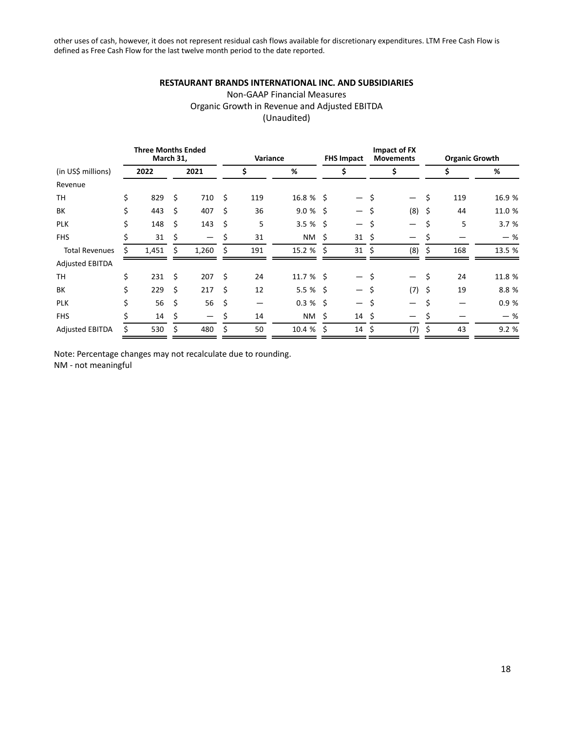other uses of cash, however, it does not represent residual cash flows available for discretionary expenditures. LTM Free Cash Flow is defined as Free Cash Flow for the last twelve month period to the date reported.

**RESTAURANT BRANDS INTERNATIONAL INC. AND SUBSIDIARIES**

Non-GAAP Financial Measures
Organic Growth in Revenue and Adjusted EBITDA
(Unaudited)

| | Three Months Ended March 31, | | Variance | | FHS Impact | Impact of FX Movements | Organic Growth | |
|---|---|---|---|---|---|---|---|---|
| (in US$ millions) | 2022 | 2021 | $ | % | $ | $ | $ | % |
| Revenue | | | | | | | | |
| TH | $ 829 | $ 710 | $ 119 | 16.8 % | $ — | $ — | $ 119 | 16.9 % |
| BK | $ 443 | $ 407 | $ 36 | 9.0 % | $ — | $ (8) | $ 44 | 11.0 % |
| PLK | $ 148 | $ 143 | $ 5 | 3.5 % | $ — | $ — | $ 5 | 3.7 % |
| FHS | $ 31 | $ — | $ 31 | NM | $ 31 | $ — | $ — | — % |
| Total Revenues | $ 1,451 | $ 1,260 | $ 191 | 15.2 % | $ 31 | $ (8) | $ 168 | 13.5 % |
| Adjusted EBITDA | | | | | | | | |
| TH | $ 231 | $ 207 | $ 24 | 11.7 % | $ — | $ — | $ 24 | 11.8 % |
| BK | $ 229 | $ 217 | $ 12 | 5.5 % | $ — | $ (7) | $ 19 | 8.8 % |
| PLK | $ 56 | $ 56 | $ — | 0.3 % | $ — | $ — | $ — | 0.9 % |
| FHS | $ 14 | $ — | $ 14 | NM | $ 14 | $ — | $ — | — % |
| Adjusted EBITDA | $ 530 | $ 480 | $ 50 | 10.4 % | $ 14 | $ (7) | $ 43 | 9.2 % |

Note: Percentage changes may not recalculate due to rounding.
NM - not meaningful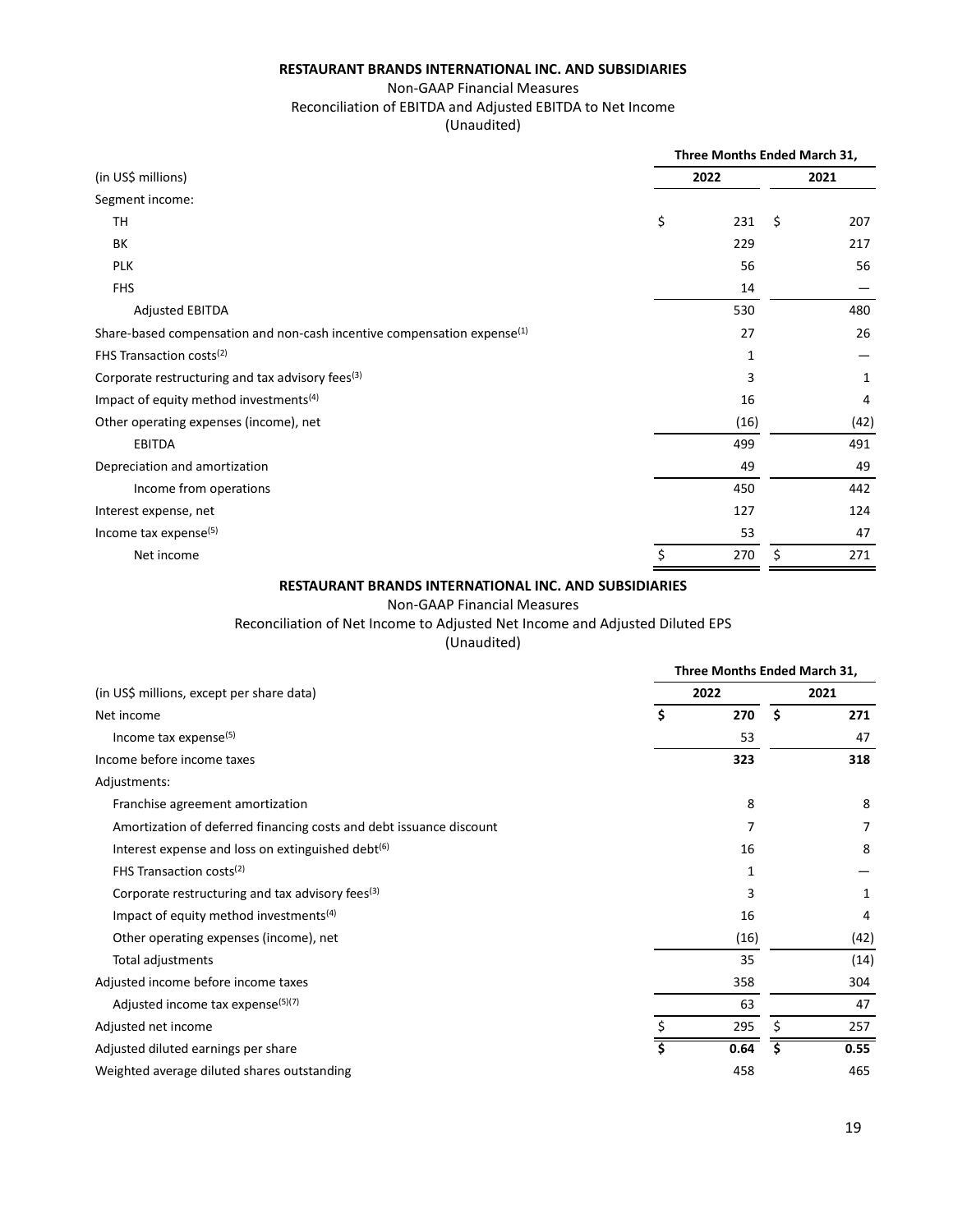**RESTAURANT BRANDS INTERNATIONAL INC. AND SUBSIDIARIES**

Non-GAAP Financial Measures

Reconciliation of EBITDA and Adjusted EBITDA to Net Income

(Unaudited)

| | Three Months Ended March 31, | |
|---|---|---|
| (in US$ millions) | 2022 | 2021 |
| Segment income: | | |
| TH | $ 231 | $ 207 |
| BK | 229 | 217 |
| PLK | 56 | 56 |
| FHS | 14 | — |
| Adjusted EBITDA | 530 | 480 |
| Share-based compensation and non-cash incentive compensation expense[(1)] | 27 | 26 |
| FHS Transaction costs[(2)] | 1 | — |
| Corporate restructuring and tax advisory fees[(3)] | 3 | 1 |
| Impact of equity method investments[(4)] | 16 | 4 |
| Other operating expenses (income), net | (16) | (42) |
| EBITDA | 499 | 491 |
| Depreciation and amortization | 49 | 49 |
| Income from operations | 450 | 442 |
| Interest expense, net | 127 | 124 |
| Income tax expense[(5)] | 53 | 47 |
| Net income | $ 270 | $ 271 |

**RESTAURANT BRANDS INTERNATIONAL INC. AND SUBSIDIARIES**

Non-GAAP Financial Measures

Reconciliation of Net Income to Adjusted Net Income and Adjusted Diluted EPS

(Unaudited)

| | Three Months Ended March 31, | |
|---|---|---|
| (in US$ millions, except per share data) | 2022 | 2021 |
| Net income | **$ 270** | **$ 271** |
| Income tax expense[(5)] | 53 | 47 |
| Income before income taxes | **323** | **318** |
| Adjustments: | | |
| Franchise agreement amortization | 8 | 8 |
| Amortization of deferred financing costs and debt issuance discount | 7 | 7 |
| Interest expense and loss on extinguished debt[(6)] | 16 | 8 |
| FHS Transaction costs[(2)] | 1 | — |
| Corporate restructuring and tax advisory fees[(3)] | 3 | 1 |
| Impact of equity method investments[(4)] | 16 | 4 |
| Other operating expenses (income), net | (16) | (42) |
| Total adjustments | 35 | (14) |
| Adjusted income before income taxes | 358 | 304 |
| Adjusted income tax expense[(5)(7)] | 63 | 47 |
| Adjusted net income | $ 295 | $ 257 |
| Adjusted diluted earnings per share | **$ 0.64** | **$ 0.55** |
| Weighted average diluted shares outstanding | 458 | 465 |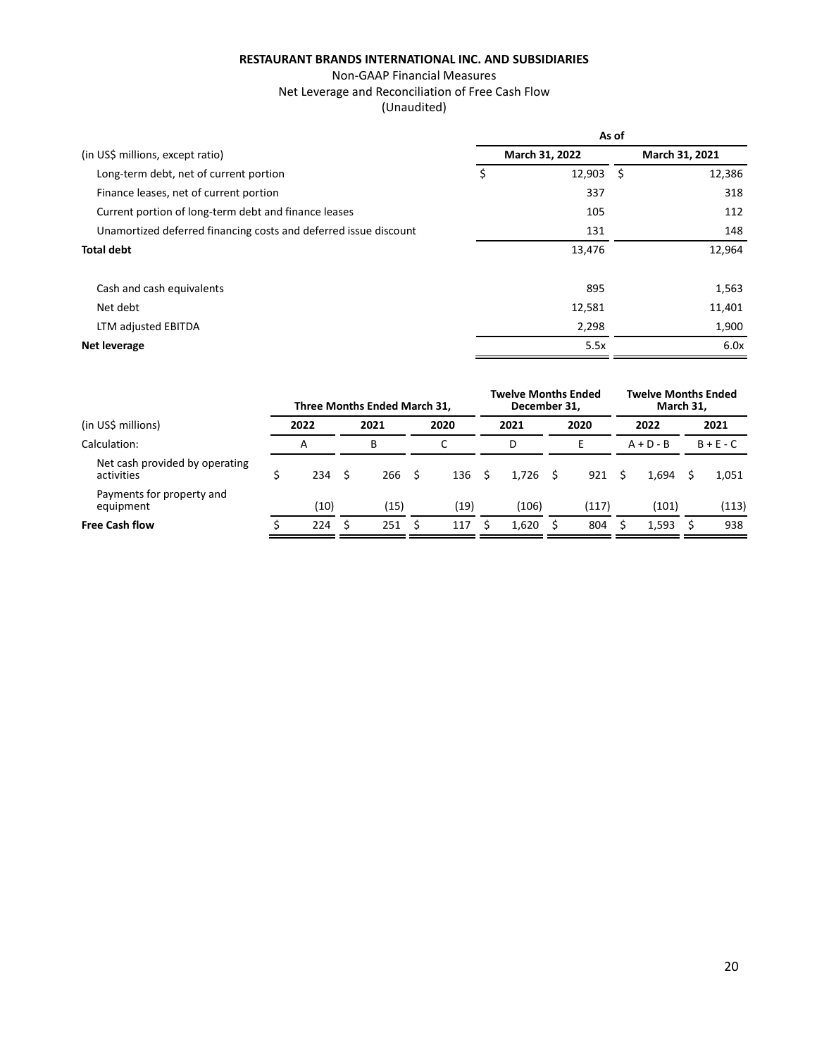**RESTAURANT BRANDS INTERNATIONAL INC. AND SUBSIDIARIES**

Non-GAAP Financial Measures

Net Leverage and Reconciliation of Free Cash Flow

(Unaudited)

| | As of | |
|---|---|---|
| (in US$ millions, except ratio) | March 31, 2022 | March 31, 2021 |
| Long-term debt, net of current portion | $ 12,903 | $ 12,386 |
| Finance leases, net of current portion | 337 | 318 |
| Current portion of long-term debt and finance leases | 105 | 112 |
| Unamortized deferred financing costs and deferred issue discount | 131 | 148 |
| **Total debt** | 13,476 | 12,964 |
| | | |
| Cash and cash equivalents | 895 | 1,563 |
| Net debt | 12,581 | 11,401 |
| LTM adjusted EBITDA | 2,298 | 1,900 |
| **Net leverage** | 5.5x | 6.0x |

| | Three Months Ended March 31, | | | Twelve Months Ended December 31, | | Twelve Months Ended March 31, | |
|---|---|---|---|---|---|---|---|
| (in US$ millions) | 2022 | 2021 | 2020 | 2021 | 2020 | 2022 | 2021 |
| Calculation: | A | B | C | D | E | A + D - B | B + E - C |
| Net cash provided by operating activities | $ 234 | $ 266 | $ 136 | $ 1,726 | $ 921 | $ 1,694 | $ 1,051 |
| Payments for property and equipment | (10) | (15) | (19) | (106) | (117) | (101) | (113) |
| **Free Cash flow** | $ 224 | $ 251 | $ 117 | $ 1,620 | $ 804 | $ 1,593 | $ 938 |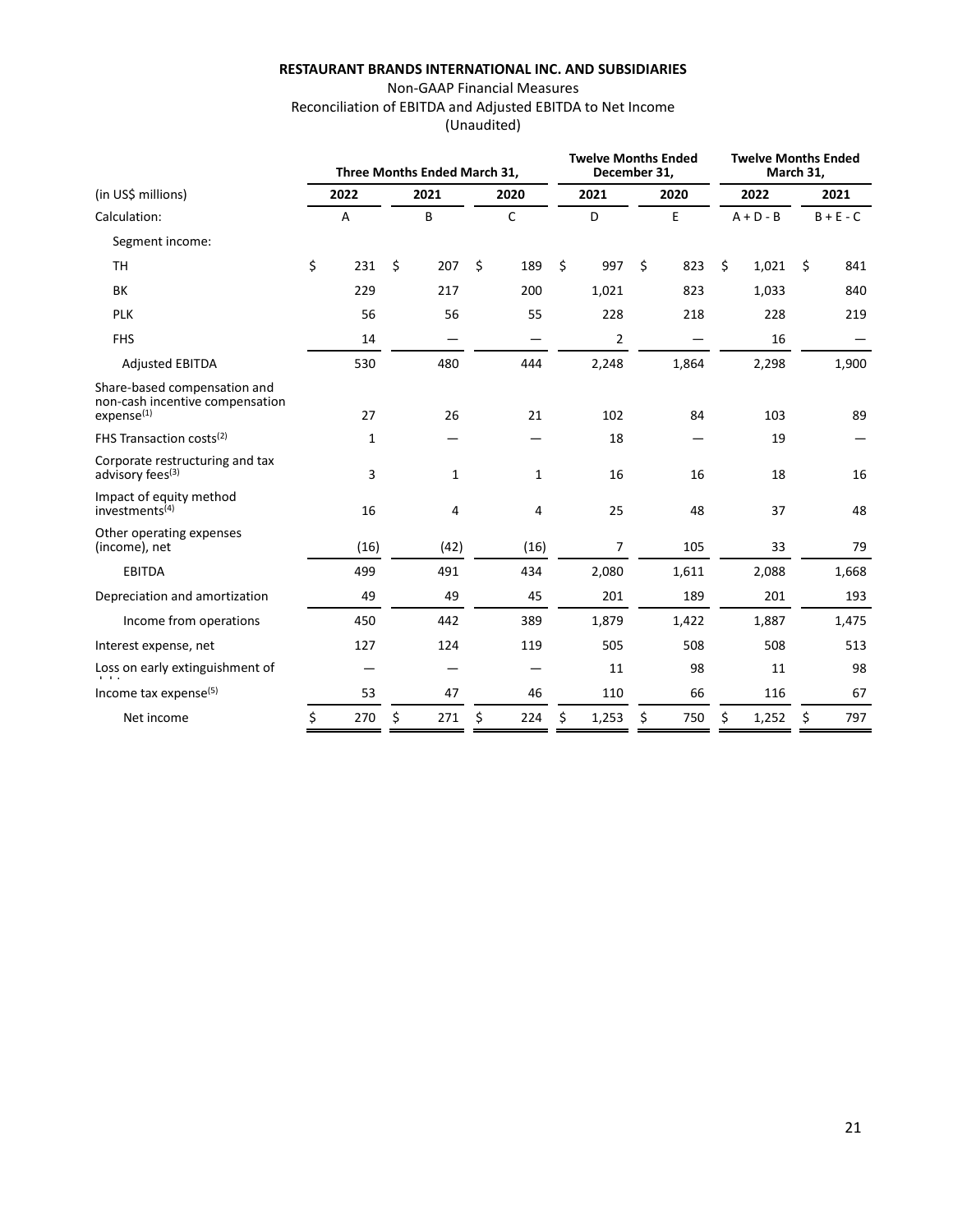**RESTAURANT BRANDS INTERNATIONAL INC. AND SUBSIDIARIES**

Non-GAAP Financial Measures

Reconciliation of EBITDA and Adjusted EBITDA to Net Income

(Unaudited)

| | Three Months Ended March 31, | | | Twelve Months Ended December 31, | | Twelve Months Ended March 31, | |
|---|---|---|---|---|---|---|---|
| (in US$ millions) | 2022 | 2021 | 2020 | 2021 | 2020 | 2022 | 2021 |
| Calculation: | A | B | C | D | E | A + D - B | B + E - C |
| Segment income: | | | | | | | |
| TH | $ 231 | $ 207 | $ 189 | $ 997 | $ 823 | $ 1,021 | $ 841 |
| BK | 229 | 217 | 200 | 1,021 | 823 | 1,033 | 840 |
| PLK | 56 | 56 | 55 | 228 | 218 | 228 | 219 |
| FHS | 14 | — | — | 2 | — | 16 | — |
| Adjusted EBITDA | 530 | 480 | 444 | 2,248 | 1,864 | 2,298 | 1,900 |
| Share-based compensation and non-cash incentive compensation expense[(1)] | 27 | 26 | 21 | 102 | 84 | 103 | 89 |
| FHS Transaction costs[(2)] | 1 | — | — | 18 | — | 19 | — |
| Corporate restructuring and tax advisory fees[(3)] | 3 | 1 | 1 | 16 | 16 | 18 | 16 |
| Impact of equity method investments[(4)] | 16 | 4 | 4 | 25 | 48 | 37 | 48 |
| Other operating expenses (income), net | (16) | (42) | (16) | 7 | 105 | 33 | 79 |
| EBITDA | 499 | 491 | 434 | 2,080 | 1,611 | 2,088 | 1,668 |
| Depreciation and amortization | 49 | 49 | 45 | 201 | 189 | 201 | 193 |
| Income from operations | 450 | 442 | 389 | 1,879 | 1,422 | 1,887 | 1,475 |
| Interest expense, net | 127 | 124 | 119 | 505 | 508 | 508 | 513 |
| Loss on early extinguishment of debt | — | — | — | 11 | 98 | 11 | 98 |
| Income tax expense[(5)] | 53 | 47 | 46 | 110 | 66 | 116 | 67 |
| Net income | $ 270 | $ 271 | $ 224 | $ 1,253 | $ 750 | $ 1,252 | $ 797 |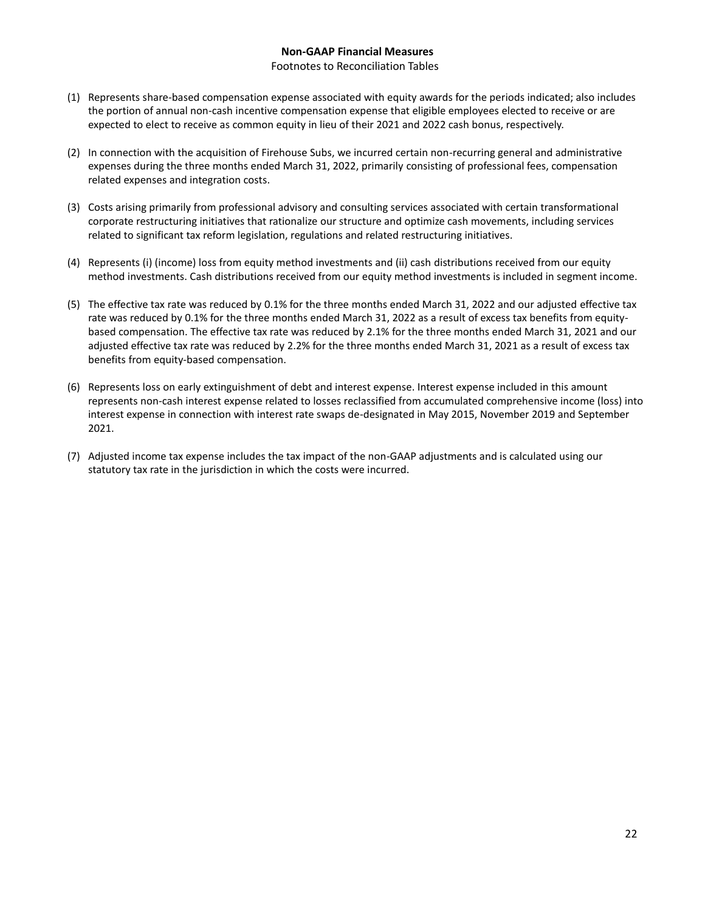## Non-GAAP Financial Measures

Footnotes to Reconciliation Tables

(1) Represents share-based compensation expense associated with equity awards for the periods indicated; also includes the portion of annual non-cash incentive compensation expense that eligible employees elected to receive or are expected to elect to receive as common equity in lieu of their 2021 and 2022 cash bonus, respectively.

(2) In connection with the acquisition of Firehouse Subs, we incurred certain non-recurring general and administrative expenses during the three months ended March 31, 2022, primarily consisting of professional fees, compensation related expenses and integration costs.

(3) Costs arising primarily from professional advisory and consulting services associated with certain transformational corporate restructuring initiatives that rationalize our structure and optimize cash movements, including services related to significant tax reform legislation, regulations and related restructuring initiatives.

(4) Represents (i) (income) loss from equity method investments and (ii) cash distributions received from our equity method investments. Cash distributions received from our equity method investments is included in segment income.

(5) The effective tax rate was reduced by 0.1% for the three months ended March 31, 2022 and our adjusted effective tax rate was reduced by 0.1% for the three months ended March 31, 2022 as a result of excess tax benefits from equity-based compensation. The effective tax rate was reduced by 2.1% for the three months ended March 31, 2021 and our adjusted effective tax rate was reduced by 2.2% for the three months ended March 31, 2021 as a result of excess tax benefits from equity-based compensation.

(6) Represents loss on early extinguishment of debt and interest expense. Interest expense included in this amount represents non-cash interest expense related to losses reclassified from accumulated comprehensive income (loss) into interest expense in connection with interest rate swaps de-designated in May 2015, November 2019 and September 2021.

(7) Adjusted income tax expense includes the tax impact of the non-GAAP adjustments and is calculated using our statutory tax rate in the jurisdiction in which the costs were incurred.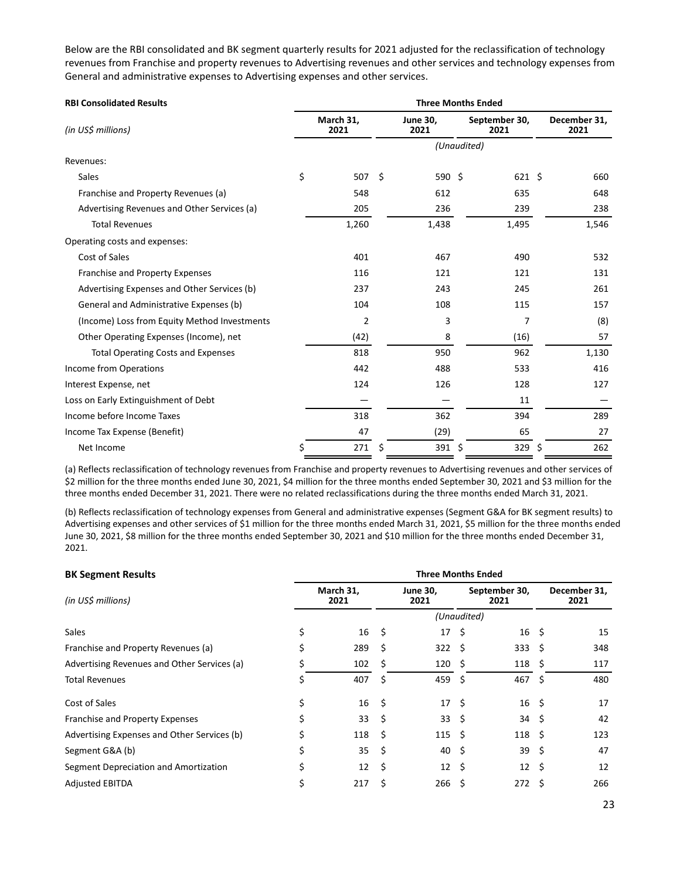Below are the RBI consolidated and BK segment quarterly results for 2021 adjusted for the reclassification of technology revenues from Franchise and property revenues to Advertising revenues and other services and technology expenses from General and administrative expenses to Advertising expenses and other services.

| **RBI Consolidated Results** | **Three Months Ended** | | | |
|---|---|---|---|---|
| *(in US$ millions)* | **March 31, 2021** | **June 30, 2021** | **September 30, 2021** | **December 31, 2021** |
| | *(Unaudited)* | | | |
| Revenues: | | | | |
| Sales | $ 507 | $ 590 | $ 621 | $ 660 |
| Franchise and Property Revenues (a) | 548 | 612 | 635 | 648 |
| Advertising Revenues and Other Services (a) | 205 | 236 | 239 | 238 |
| Total Revenues | 1,260 | 1,438 | 1,495 | 1,546 |
| Operating costs and expenses: | | | | |
| Cost of Sales | 401 | 467 | 490 | 532 |
| Franchise and Property Expenses | 116 | 121 | 121 | 131 |
| Advertising Expenses and Other Services (b) | 237 | 243 | 245 | 261 |
| General and Administrative Expenses (b) | 104 | 108 | 115 | 157 |
| (Income) Loss from Equity Method Investments | 2 | 3 | 7 | (8) |
| Other Operating Expenses (Income), net | (42) | 8 | (16) | 57 |
| Total Operating Costs and Expenses | 818 | 950 | 962 | 1,130 |
| Income from Operations | 442 | 488 | 533 | 416 |
| Interest Expense, net | 124 | 126 | 128 | 127 |
| Loss on Early Extinguishment of Debt | — | — | 11 | — |
| Income before Income Taxes | 318 | 362 | 394 | 289 |
| Income Tax Expense (Benefit) | 47 | (29) | 65 | 27 |
| Net Income | $ 271 | $ 391 | $ 329 | $ 262 |

(a) Reflects reclassification of technology revenues from Franchise and property revenues to Advertising revenues and other services of $2 million for the three months ended June 30, 2021, $4 million for the three months ended September 30, 2021 and $3 million for the three months ended December 31, 2021. There were no related reclassifications during the three months ended March 31, 2021.

(b) Reflects reclassification of technology expenses from General and administrative expenses (Segment G&A for BK segment results) to Advertising expenses and other services of $1 million for the three months ended March 31, 2021, $5 million for the three months ended June 30, 2021, $8 million for the three months ended September 30, 2021 and $10 million for the three months ended December 31, 2021.

| **BK Segment Results** | **Three Months Ended** | | | |
|---|---|---|---|---|
| *(in US$ millions)* | **March 31, 2021** | **June 30, 2021** | **September 30, 2021** | **December 31, 2021** |
| | *(Unaudited)* | | | |
| Sales | $ 16 | $ 17 | $ 16 | $ 15 |
| Franchise and Property Revenues (a) | $ 289 | $ 322 | $ 333 | $ 348 |
| Advertising Revenues and Other Services (a) | $ 102 | $ 120 | $ 118 | $ 117 |
| Total Revenues | $ 407 | $ 459 | $ 467 | $ 480 |
| Cost of Sales | $ 16 | $ 17 | $ 16 | $ 17 |
| Franchise and Property Expenses | $ 33 | $ 33 | $ 34 | $ 42 |
| Advertising Expenses and Other Services (b) | $ 118 | $ 115 | $ 118 | $ 123 |
| Segment G&A (b) | $ 35 | $ 40 | $ 39 | $ 47 |
| Segment Depreciation and Amortization | $ 12 | $ 12 | $ 12 | $ 12 |
| Adjusted EBITDA | $ 217 | $ 266 | $ 272 | $ 266 |